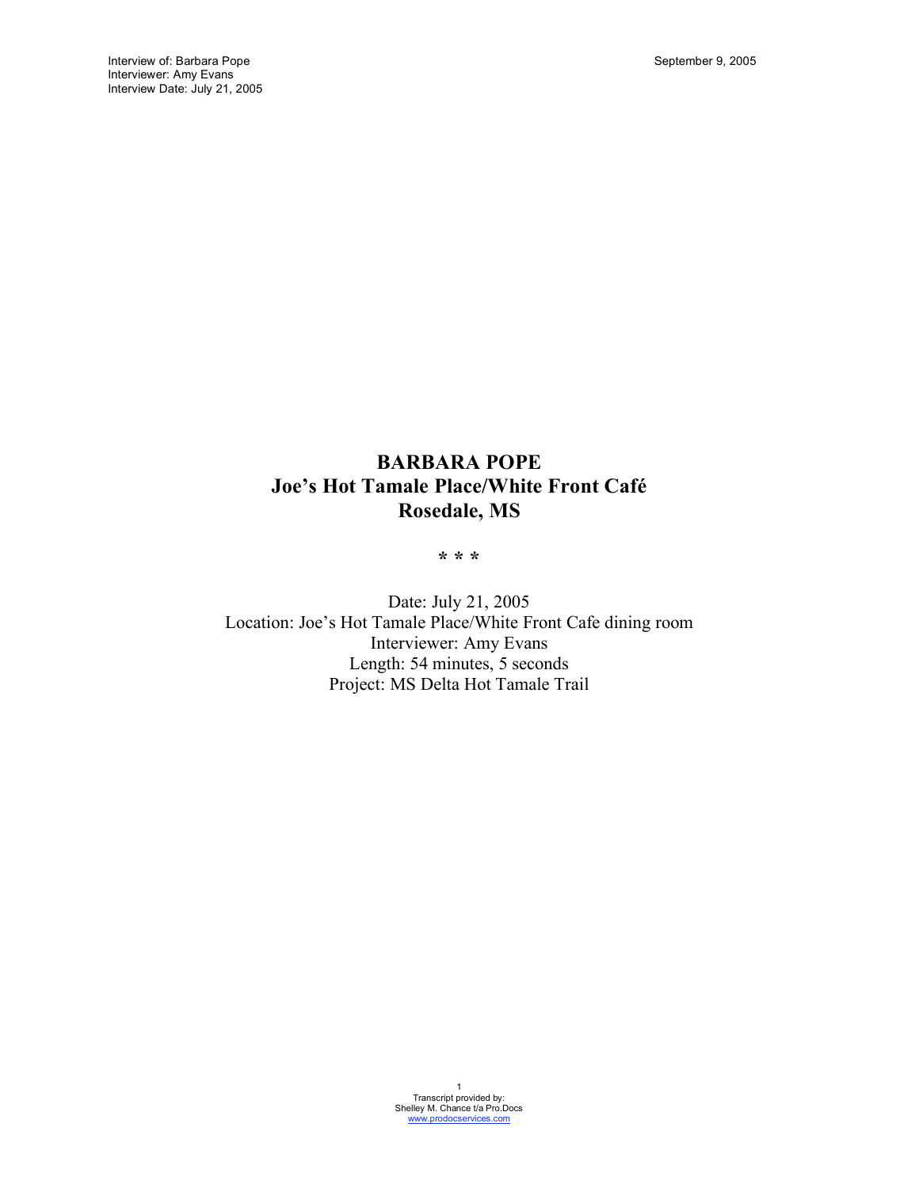# BARBARA POPE
## Joe's Hot Tamale Place/White Front Café
## Rosedale, MS

\* \* \*

Date: July 21, 2005
Location: Joe's Hot Tamale Place/White Front Cafe dining room
Interviewer: Amy Evans
Length: 54 minutes, 5 seconds
Project: MS Delta Hot Tamale Trail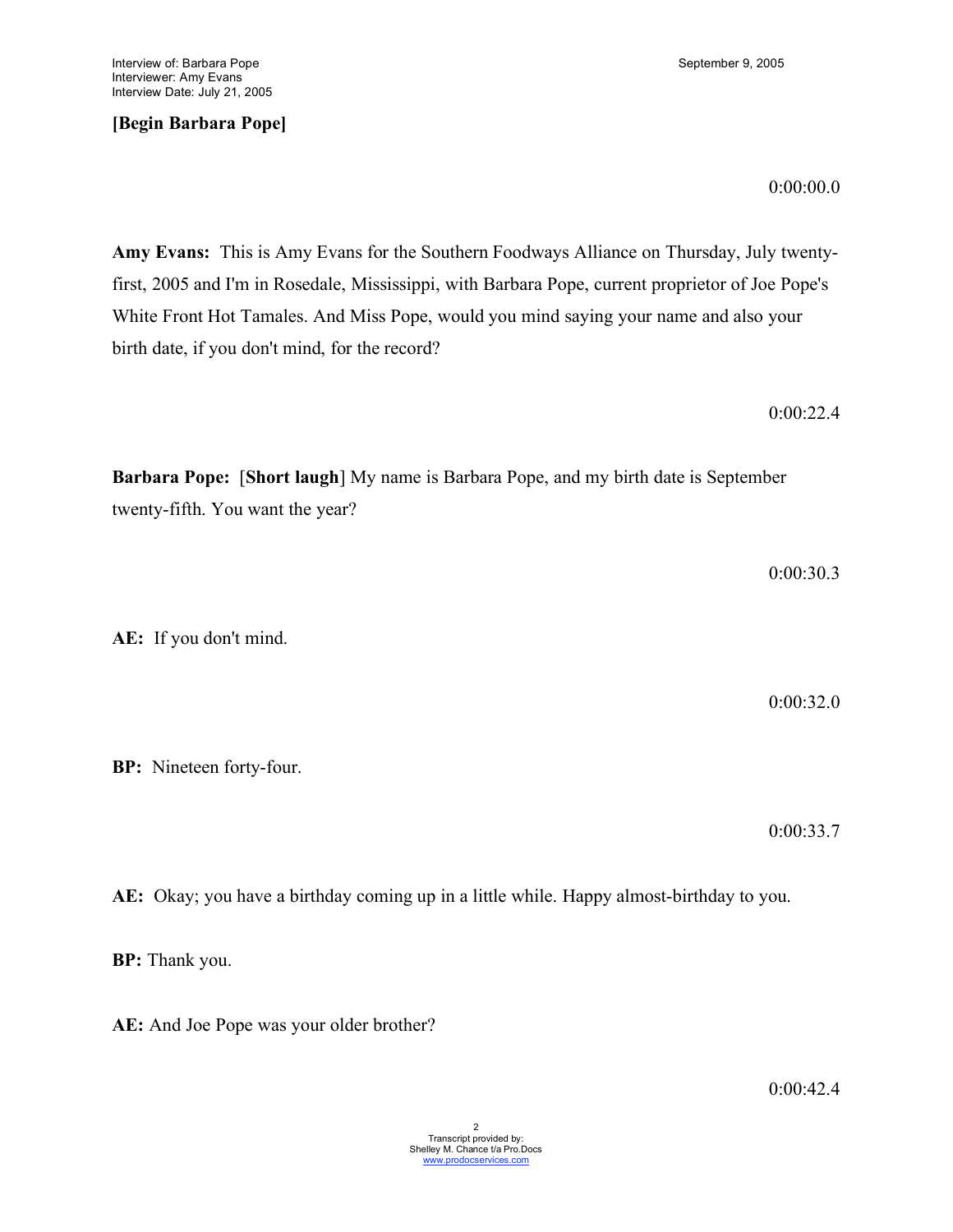**[Begin Barbara Pope]**

0:00:00.0

**Amy Evans:** This is Amy Evans for the Southern Foodways Alliance on Thursday, July twenty-first, 2005 and I'm in Rosedale, Mississippi, with Barbara Pope, current proprietor of Joe Pope's White Front Hot Tamales. And Miss Pope, would you mind saying your name and also your birth date, if you don't mind, for the record?

0:00:22.4

**Barbara Pope:** [**Short laugh**] My name is Barbara Pope, and my birth date is September twenty-fifth. You want the year?

0:00:30.3

**AE:** If you don't mind.

0:00:32.0

**BP:** Nineteen forty-four.

0:00:33.7

**AE:** Okay; you have a birthday coming up in a little while. Happy almost-birthday to you.

**BP:** Thank you.

**AE:** And Joe Pope was your older brother?

0:00:42.4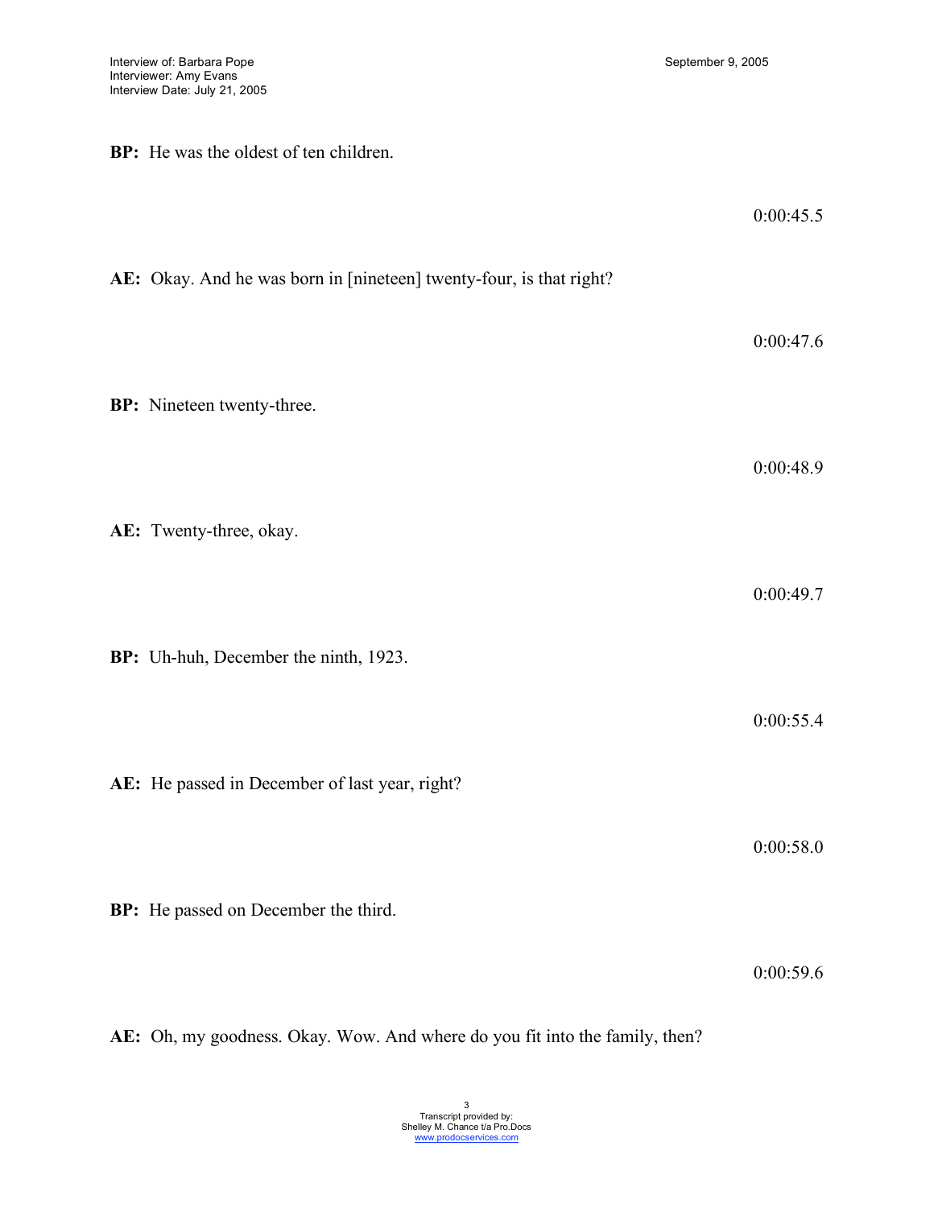**BP:** He was the oldest of ten children.

0:00:45.5

**AE:** Okay. And he was born in [nineteen] twenty-four, is that right?

0:00:47.6

**BP:** Nineteen twenty-three.

0:00:48.9

**AE:** Twenty-three, okay.

0:00:49.7

**BP:** Uh-huh, December the ninth, 1923.

0:00:55.4

**AE:** He passed in December of last year, right?

0:00:58.0

**BP:** He passed on December the third.

0:00:59.6

**AE:** Oh, my goodness. Okay. Wow. And where do you fit into the family, then?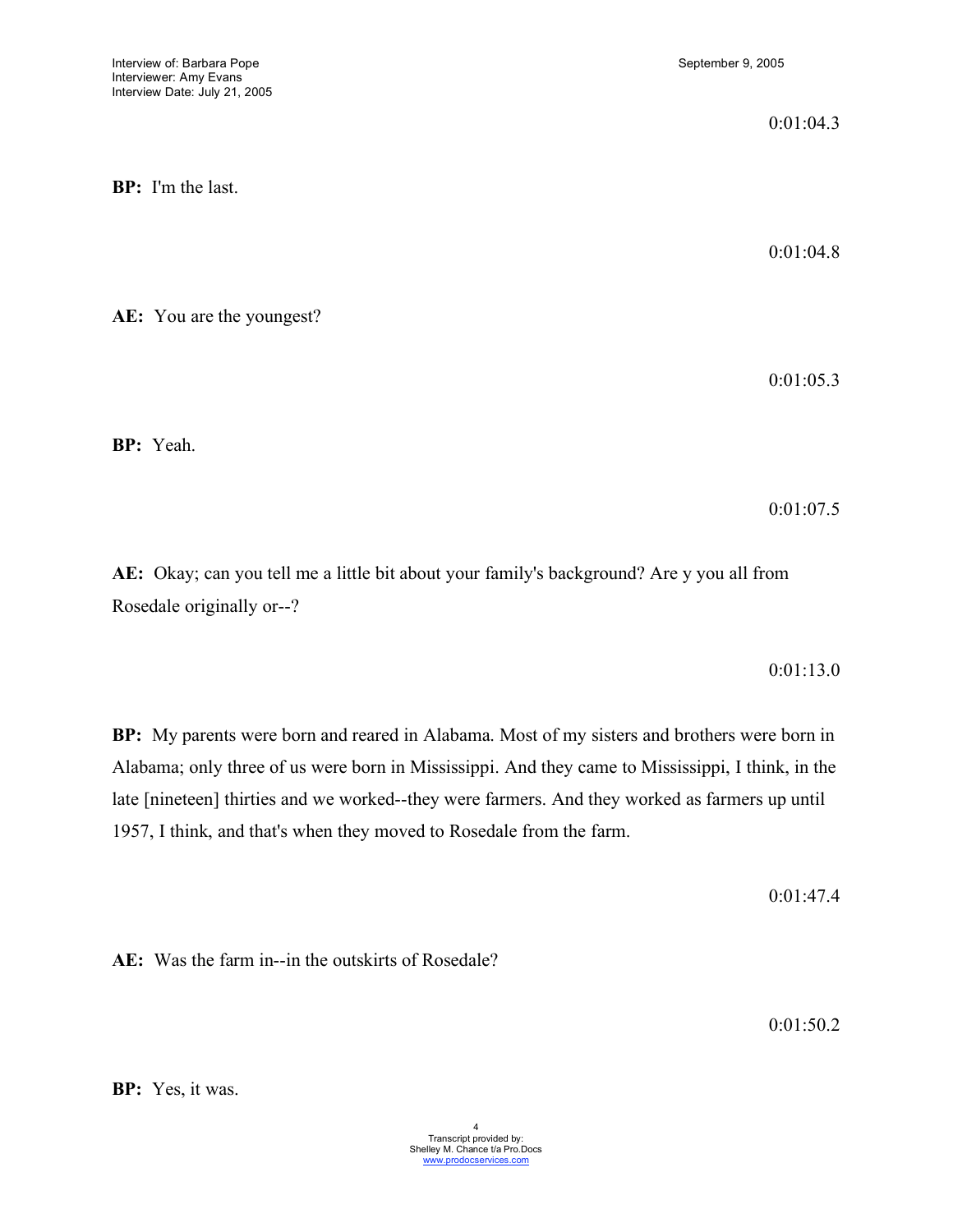0:01:04.3

**BP:** I'm the last.

0:01:04.8

**AE:** You are the youngest?

0:01:05.3

**BP:** Yeah.

0:01:07.5

**AE:** Okay; can you tell me a little bit about your family's background? Are y you all from Rosedale originally or--?

0:01:13.0

**BP:** My parents were born and reared in Alabama. Most of my sisters and brothers were born in Alabama; only three of us were born in Mississippi. And they came to Mississippi, I think, in the late [nineteen] thirties and we worked--they were farmers. And they worked as farmers up until 1957, I think, and that's when they moved to Rosedale from the farm.

0:01:47.4

**AE:** Was the farm in--in the outskirts of Rosedale?

0:01:50.2

**BP:** Yes, it was.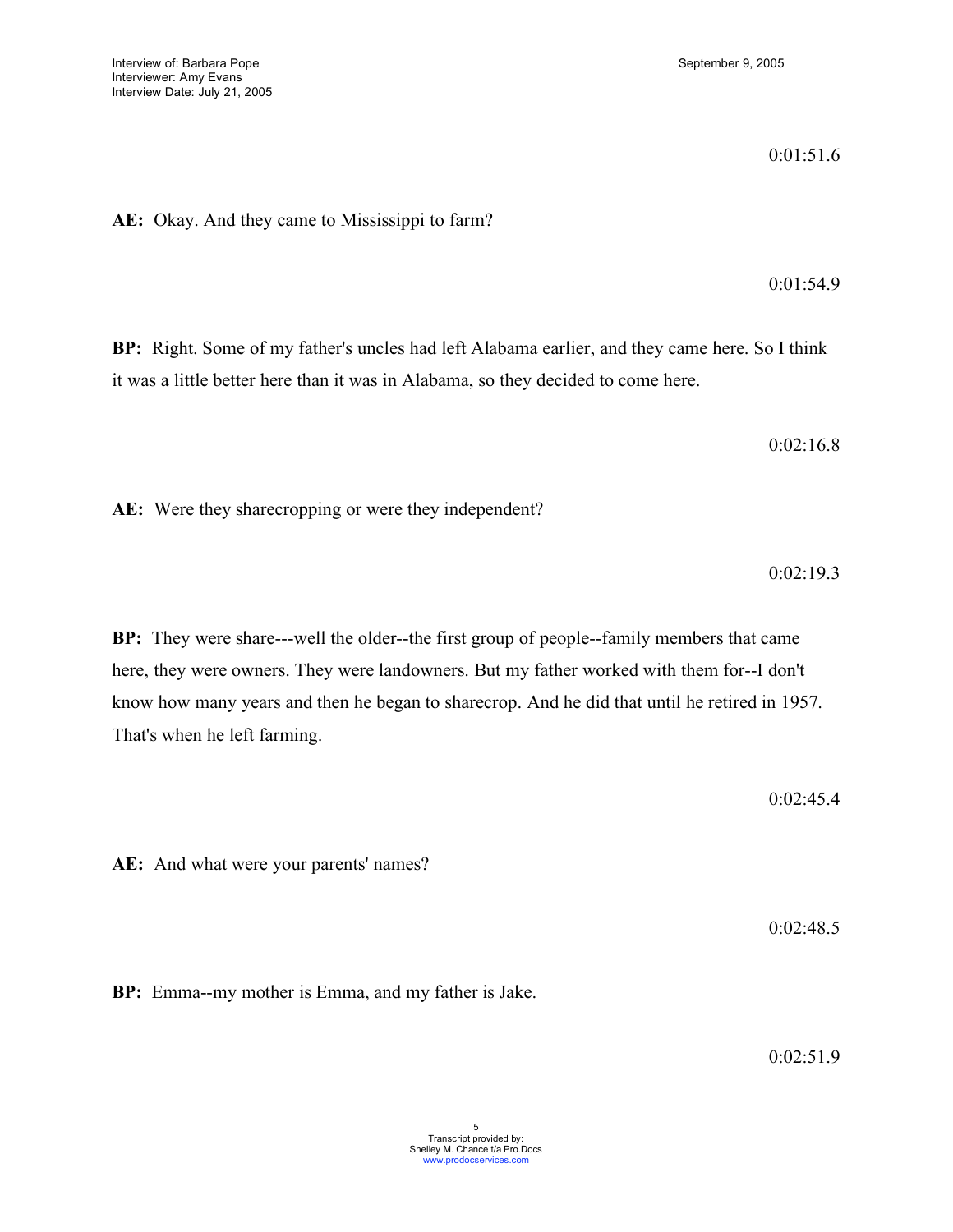0:01:51.6

**AE:** Okay. And they came to Mississippi to farm?

0:01:54.9

**BP:** Right. Some of my father's uncles had left Alabama earlier, and they came here. So I think it was a little better here than it was in Alabama, so they decided to come here.

0:02:16.8

**AE:** Were they sharecropping or were they independent?

0:02:19.3

**BP:** They were share---well the older--the first group of people--family members that came here, they were owners. They were landowners. But my father worked with them for--I don't know how many years and then he began to sharecrop. And he did that until he retired in 1957. That's when he left farming.

0:02:45.4

**AE:** And what were your parents' names?

0:02:48.5

**BP:** Emma--my mother is Emma, and my father is Jake.

0:02:51.9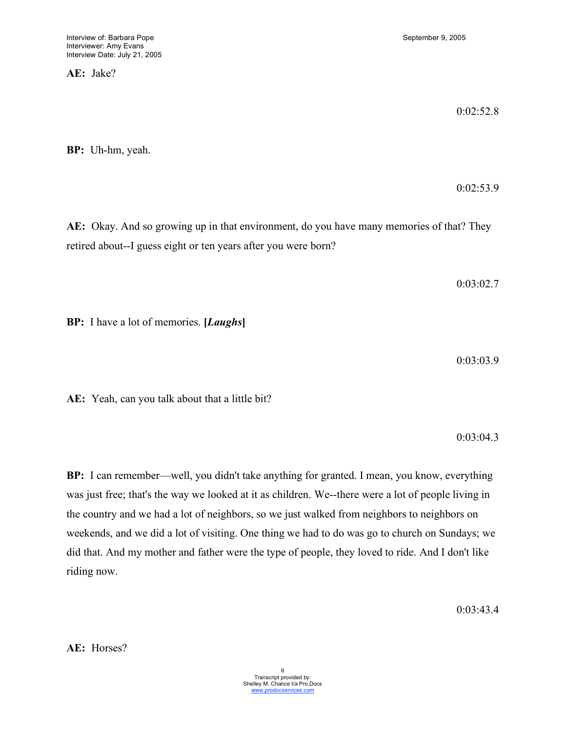**AE:** Jake?

0:02:52.8

**BP:** Uh-hm, yeah.

0:02:53.9

**AE:** Okay. And so growing up in that environment, do you have many memories of that? They retired about--I guess eight or ten years after you were born?

0:03:02.7

**BP:** I have a lot of memories. **[*Laughs*]**

0:03:03.9

**AE:** Yeah, can you talk about that a little bit?

0:03:04.3

**BP:** I can remember—well, you didn't take anything for granted. I mean, you know, everything was just free; that's the way we looked at it as children. We--there were a lot of people living in the country and we had a lot of neighbors, so we just walked from neighbors to neighbors on weekends, and we did a lot of visiting. One thing we had to do was go to church on Sundays; we did that. And my mother and father were the type of people, they loved to ride. And I don't like riding now.

0:03:43.4

**AE:** Horses?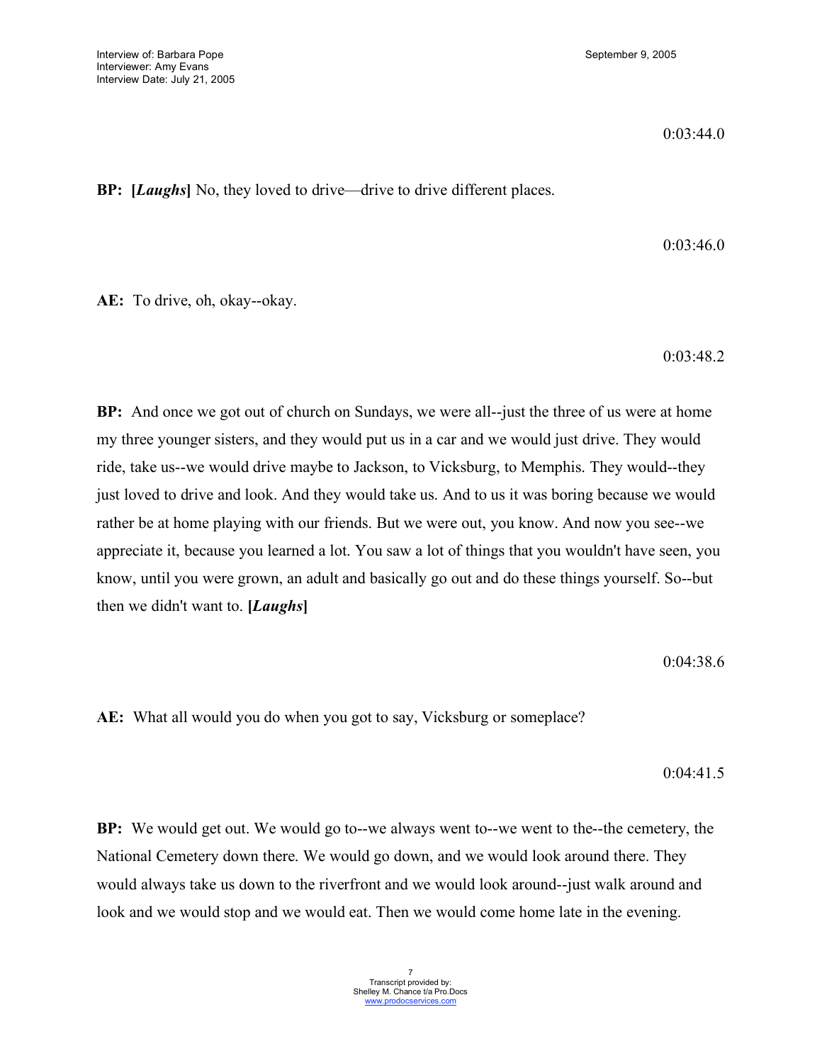0:03:44.0

**BP: [*Laughs*]** No, they loved to drive—drive to drive different places.

0:03:46.0

**AE:** To drive, oh, okay--okay.

0:03:48.2

**BP:** And once we got out of church on Sundays, we were all--just the three of us were at home my three younger sisters, and they would put us in a car and we would just drive. They would ride, take us--we would drive maybe to Jackson, to Vicksburg, to Memphis. They would--they just loved to drive and look. And they would take us. And to us it was boring because we would rather be at home playing with our friends. But we were out, you know. And now you see--we appreciate it, because you learned a lot. You saw a lot of things that you wouldn't have seen, you know, until you were grown, an adult and basically go out and do these things yourself. So--but then we didn't want to. **[*Laughs*]**

0:04:38.6

**AE:** What all would you do when you got to say, Vicksburg or someplace?

0:04:41.5

**BP:** We would get out. We would go to--we always went to--we went to the--the cemetery, the National Cemetery down there. We would go down, and we would look around there. They would always take us down to the riverfront and we would look around--just walk around and look and we would stop and we would eat. Then we would come home late in the evening.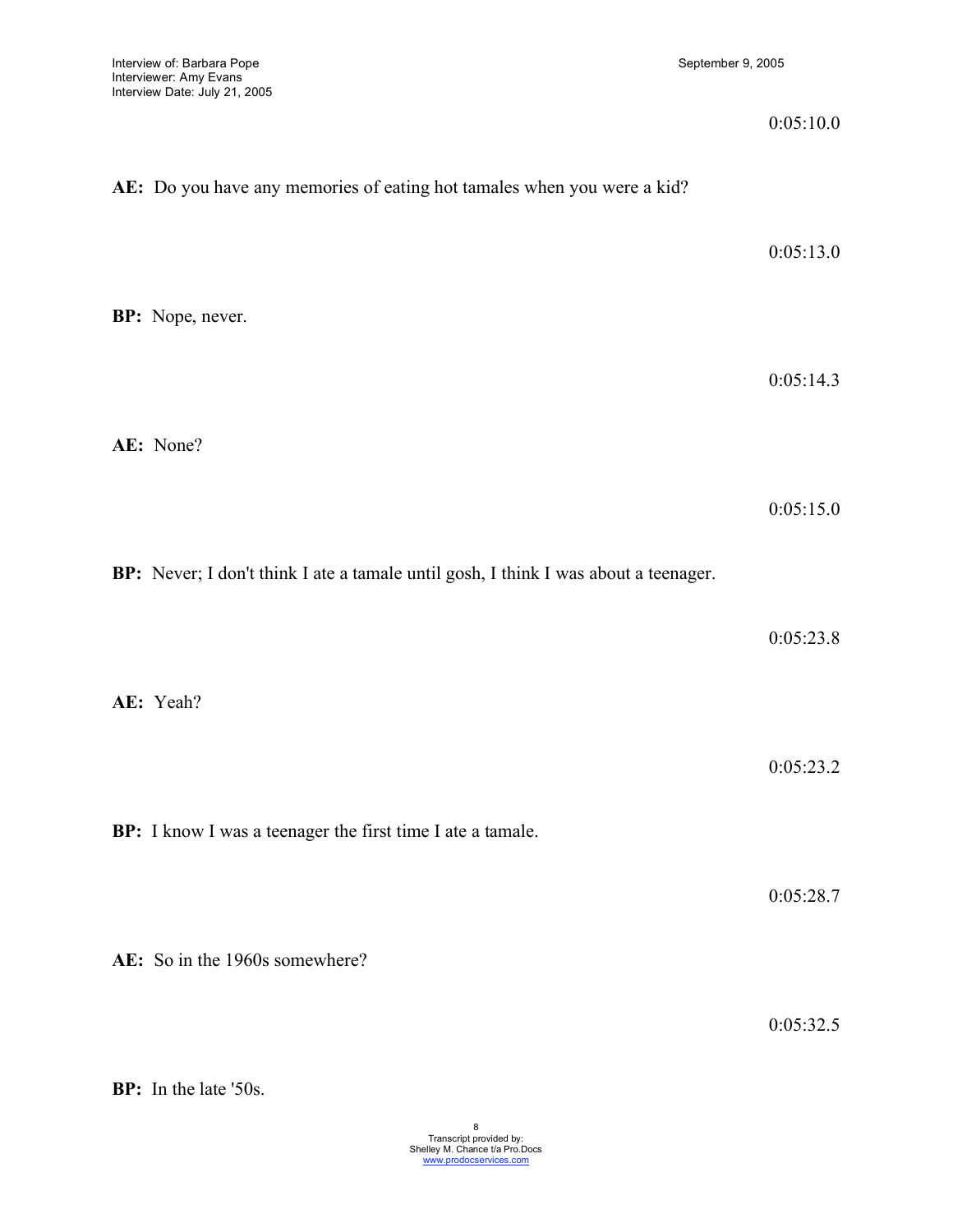0:05:10.0

**AE:** Do you have any memories of eating hot tamales when you were a kid?

0:05:13.0

**BP:** Nope, never.

0:05:14.3

**AE:** None?

0:05:15.0

**BP:** Never; I don't think I ate a tamale until gosh, I think I was about a teenager.

0:05:23.8

**AE:** Yeah?

0:05:23.2

**BP:** I know I was a teenager the first time I ate a tamale.

0:05:28.7

**AE:** So in the 1960s somewhere?

0:05:32.5

**BP:** In the late '50s.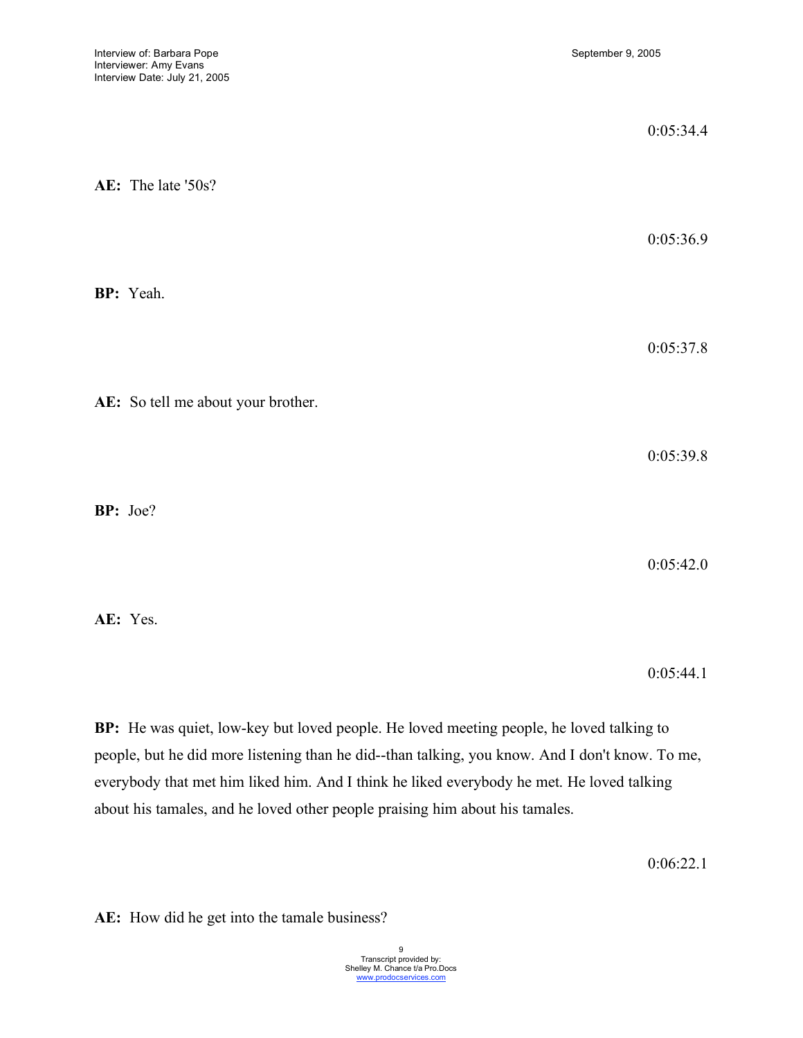0:05:34.4

**AE:** The late '50s?

0:05:36.9

**BP:** Yeah.

0:05:37.8

**AE:** So tell me about your brother.

0:05:39.8

**BP:** Joe?

0:05:42.0

**AE:** Yes.

0:05:44.1

**BP:** He was quiet, low-key but loved people. He loved meeting people, he loved talking to people, but he did more listening than he did--than talking, you know. And I don't know. To me, everybody that met him liked him. And I think he liked everybody he met. He loved talking about his tamales, and he loved other people praising him about his tamales.

0:06:22.1

**AE:** How did he get into the tamale business?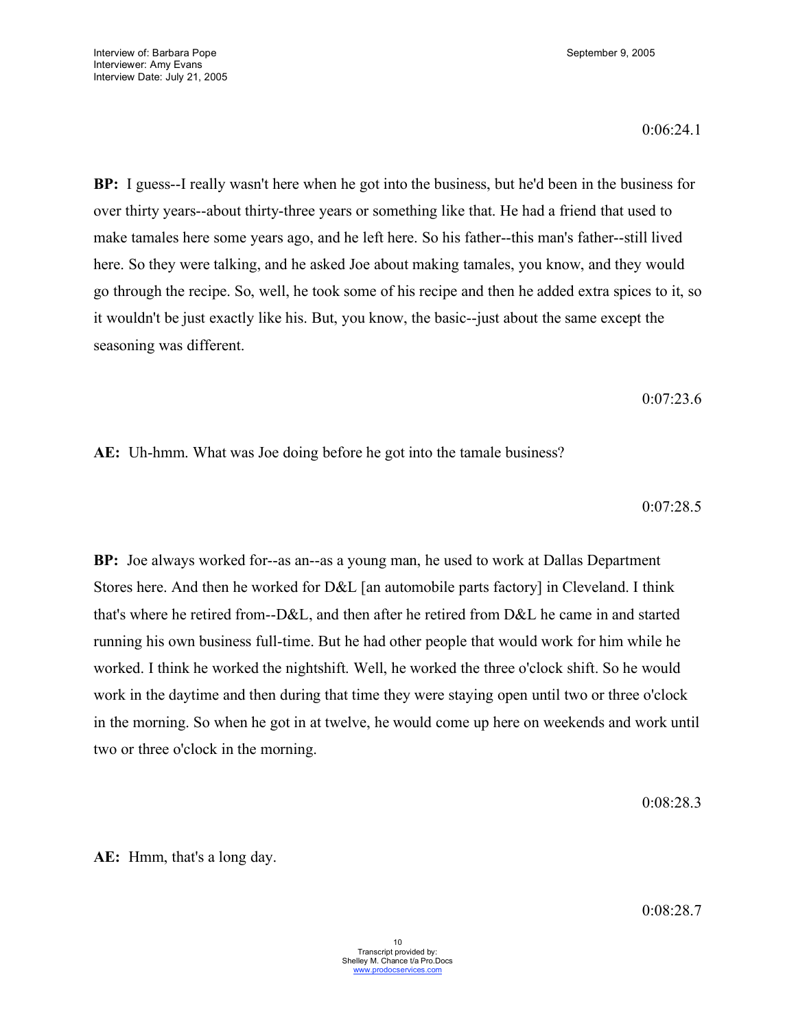0:06:24.1

**BP:** I guess--I really wasn't here when he got into the business, but he'd been in the business for over thirty years--about thirty-three years or something like that. He had a friend that used to make tamales here some years ago, and he left here. So his father--this man's father--still lived here. So they were talking, and he asked Joe about making tamales, you know, and they would go through the recipe. So, well, he took some of his recipe and then he added extra spices to it, so it wouldn't be just exactly like his. But, you know, the basic--just about the same except the seasoning was different.

0:07:23.6

**AE:** Uh-hmm. What was Joe doing before he got into the tamale business?

0:07:28.5

**BP:** Joe always worked for--as an--as a young man, he used to work at Dallas Department Stores here. And then he worked for D&L [an automobile parts factory] in Cleveland. I think that's where he retired from--D&L, and then after he retired from D&L he came in and started running his own business full-time. But he had other people that would work for him while he worked. I think he worked the nightshift. Well, he worked the three o'clock shift. So he would work in the daytime and then during that time they were staying open until two or three o'clock in the morning. So when he got in at twelve, he would come up here on weekends and work until two or three o'clock in the morning.

0:08:28.3

**AE:** Hmm, that's a long day.

0:08:28.7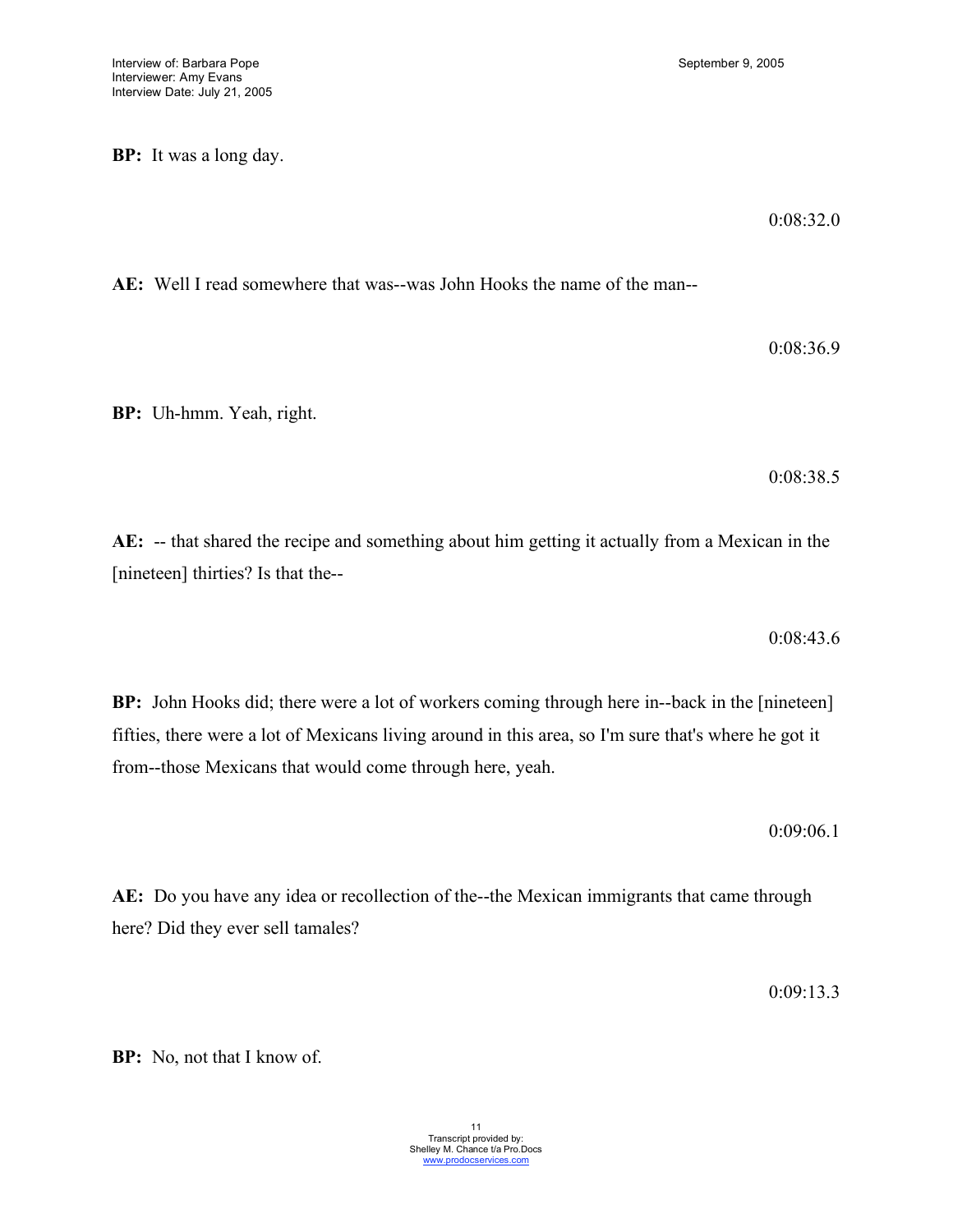**BP:** It was a long day.

0:08:32.0

**AE:** Well I read somewhere that was--was John Hooks the name of the man--

0:08:36.9

**BP:** Uh-hmm. Yeah, right.

0:08:38.5

**AE:** -- that shared the recipe and something about him getting it actually from a Mexican in the [nineteen] thirties? Is that the--

0:08:43.6

**BP:** John Hooks did; there were a lot of workers coming through here in--back in the [nineteen] fifties, there were a lot of Mexicans living around in this area, so I'm sure that's where he got it from--those Mexicans that would come through here, yeah.

0:09:06.1

**AE:** Do you have any idea or recollection of the--the Mexican immigrants that came through here? Did they ever sell tamales?

0:09:13.3

**BP:** No, not that I know of.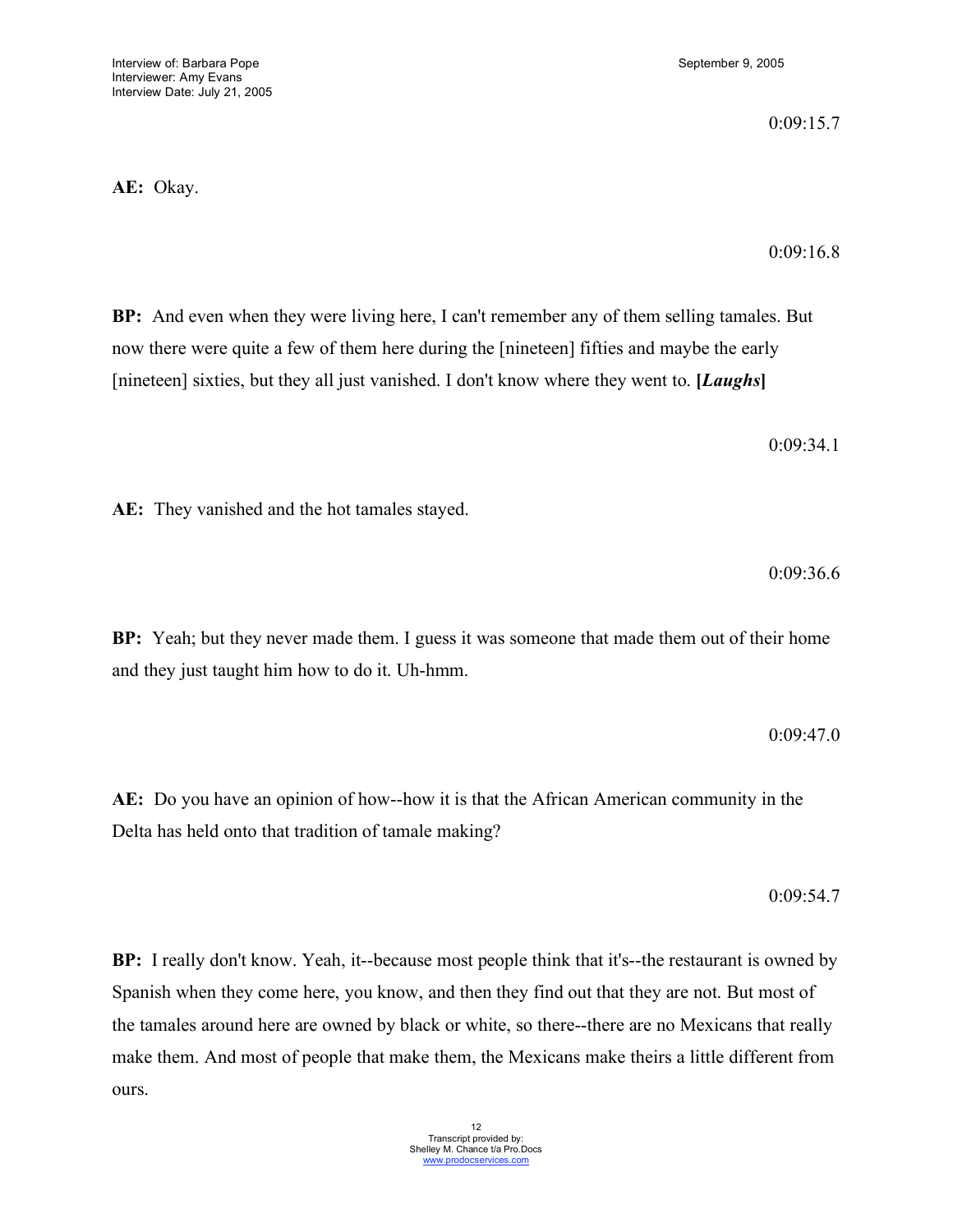0:09:15.7

**AE:** Okay.

0:09:16.8

**BP:** And even when they were living here, I can't remember any of them selling tamales. But now there were quite a few of them here during the [nineteen] fifties and maybe the early [nineteen] sixties, but they all just vanished. I don't know where they went to. **[*Laughs*]**

0:09:34.1

**AE:** They vanished and the hot tamales stayed.

0:09:36.6

**BP:** Yeah; but they never made them. I guess it was someone that made them out of their home and they just taught him how to do it. Uh-hmm.

0:09:47.0

**AE:** Do you have an opinion of how--how it is that the African American community in the Delta has held onto that tradition of tamale making?

0:09:54.7

**BP:** I really don't know. Yeah, it--because most people think that it's--the restaurant is owned by Spanish when they come here, you know, and then they find out that they are not. But most of the tamales around here are owned by black or white, so there--there are no Mexicans that really make them. And most of people that make them, the Mexicans make theirs a little different from ours.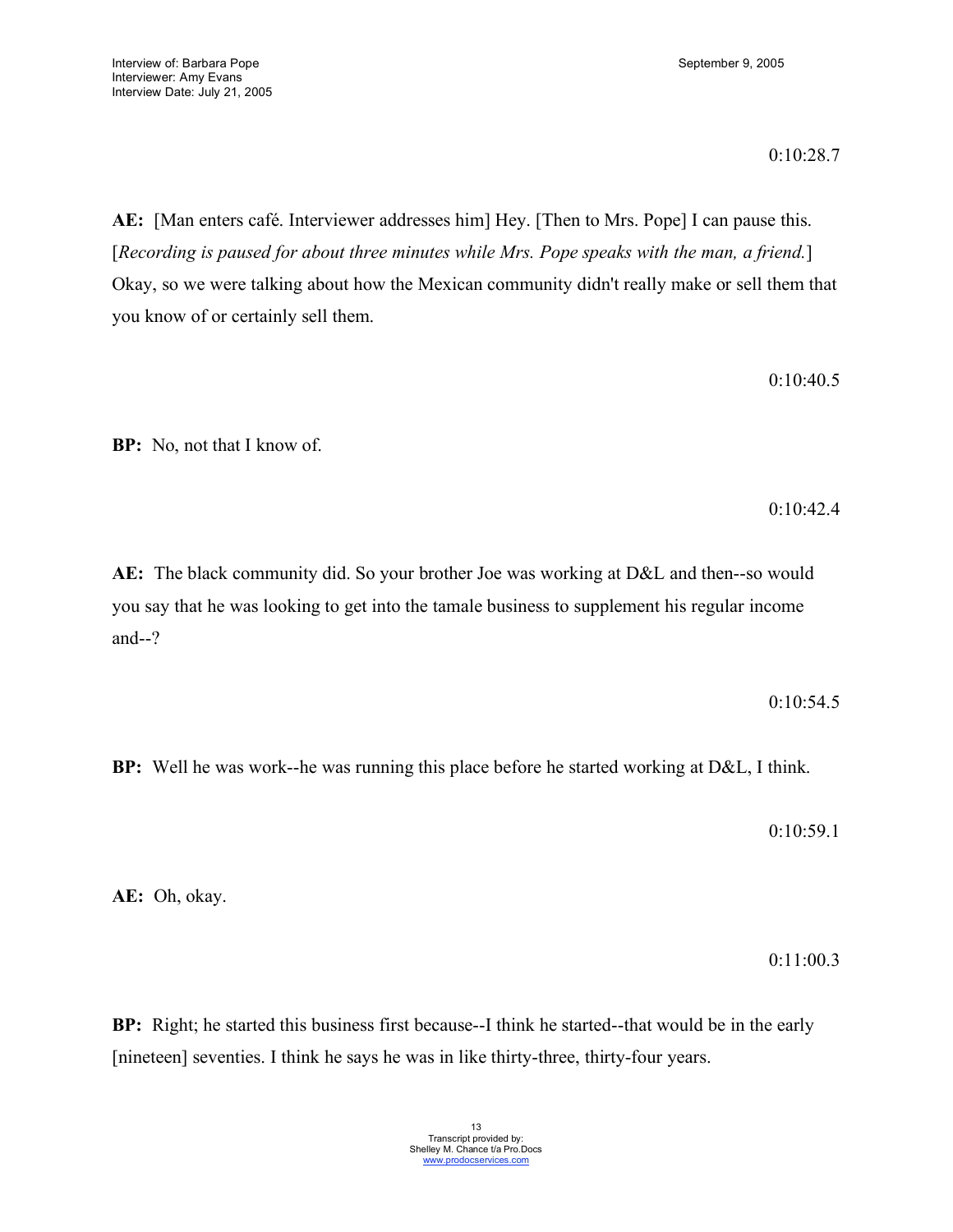0:10:28.7

**AE:** [Man enters café. Interviewer addresses him] Hey. [Then to Mrs. Pope] I can pause this. [*Recording is paused for about three minutes while Mrs. Pope speaks with the man, a friend.*] Okay, so we were talking about how the Mexican community didn't really make or sell them that you know of or certainly sell them.

0:10:40.5

**BP:** No, not that I know of.

0:10:42.4

**AE:** The black community did. So your brother Joe was working at D&L and then--so would you say that he was looking to get into the tamale business to supplement his regular income and--?

0:10:54.5

**BP:** Well he was work--he was running this place before he started working at D&L, I think.

0:10:59.1

**AE:** Oh, okay.

0:11:00.3

**BP:** Right; he started this business first because--I think he started--that would be in the early [nineteen] seventies. I think he says he was in like thirty-three, thirty-four years.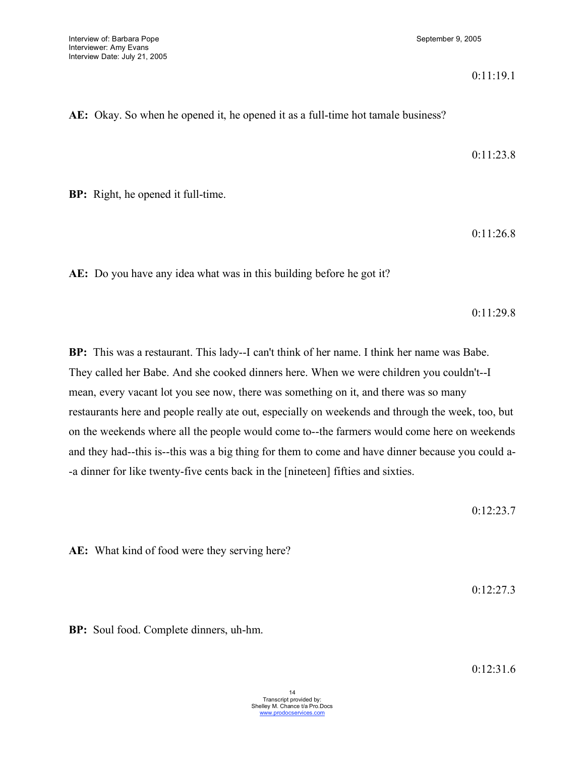0:11:19.1

**AE:** Okay. So when he opened it, he opened it as a full-time hot tamale business?

0:11:23.8

**BP:** Right, he opened it full-time.

0:11:26.8

**AE:** Do you have any idea what was in this building before he got it?

0:11:29.8

**BP:** This was a restaurant. This lady--I can't think of her name. I think her name was Babe. They called her Babe. And she cooked dinners here. When we were children you couldn't--I mean, every vacant lot you see now, there was something on it, and there was so many restaurants here and people really ate out, especially on weekends and through the week, too, but on the weekends where all the people would come to--the farmers would come here on weekends and they had--this is--this was a big thing for them to come and have dinner because you could a--a dinner for like twenty-five cents back in the [nineteen] fifties and sixties.

0:12:23.7

**AE:** What kind of food were they serving here?

0:12:27.3

**BP:** Soul food. Complete dinners, uh-hm.

0:12:31.6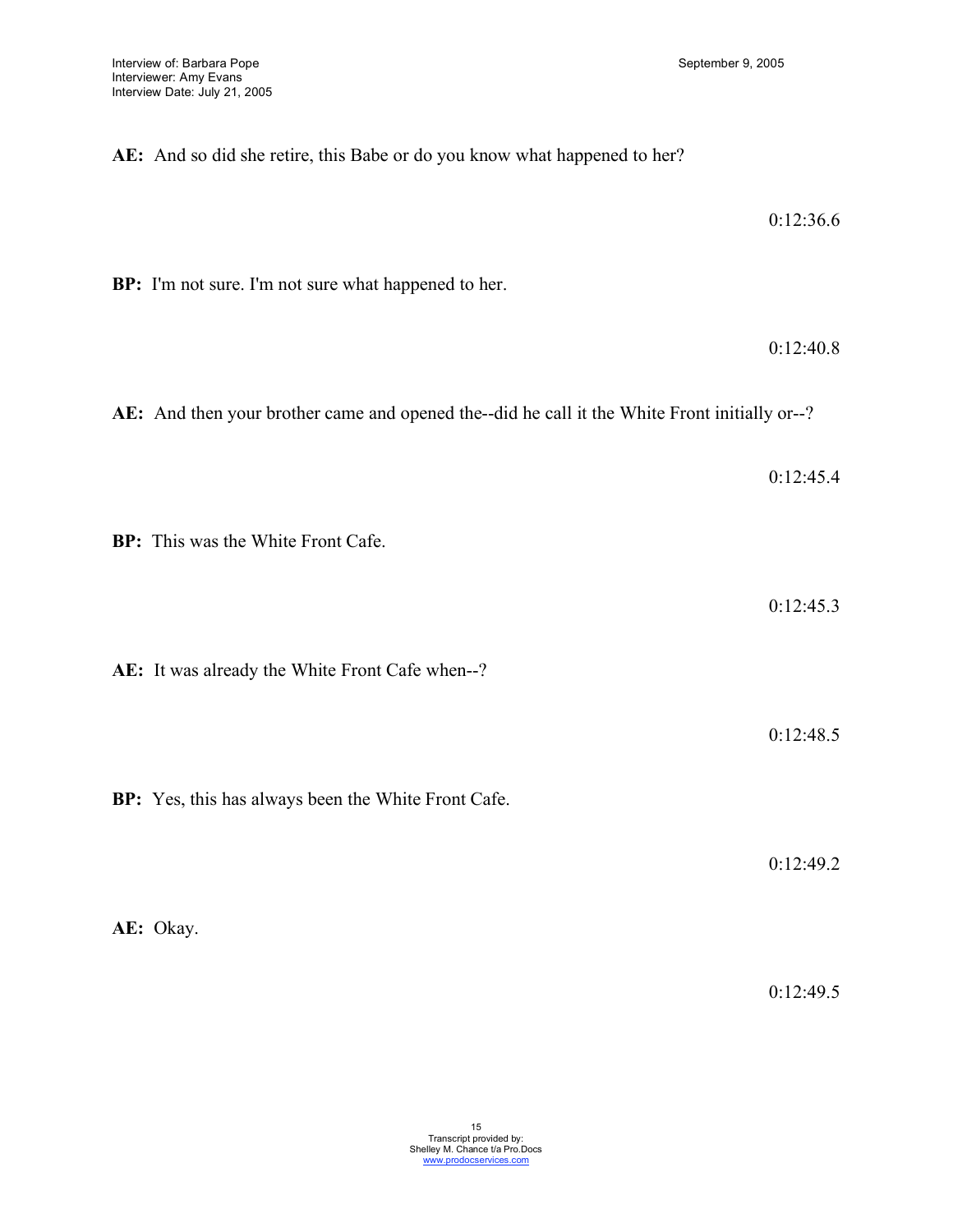**AE:** And so did she retire, this Babe or do you know what happened to her?

0:12:36.6

**BP:** I'm not sure. I'm not sure what happened to her.

0:12:40.8

**AE:** And then your brother came and opened the--did he call it the White Front initially or--?

0:12:45.4

**BP:** This was the White Front Cafe.

0:12:45.3

**AE:** It was already the White Front Cafe when--?

0:12:48.5

**BP:** Yes, this has always been the White Front Cafe.

0:12:49.2

**AE:** Okay.

0:12:49.5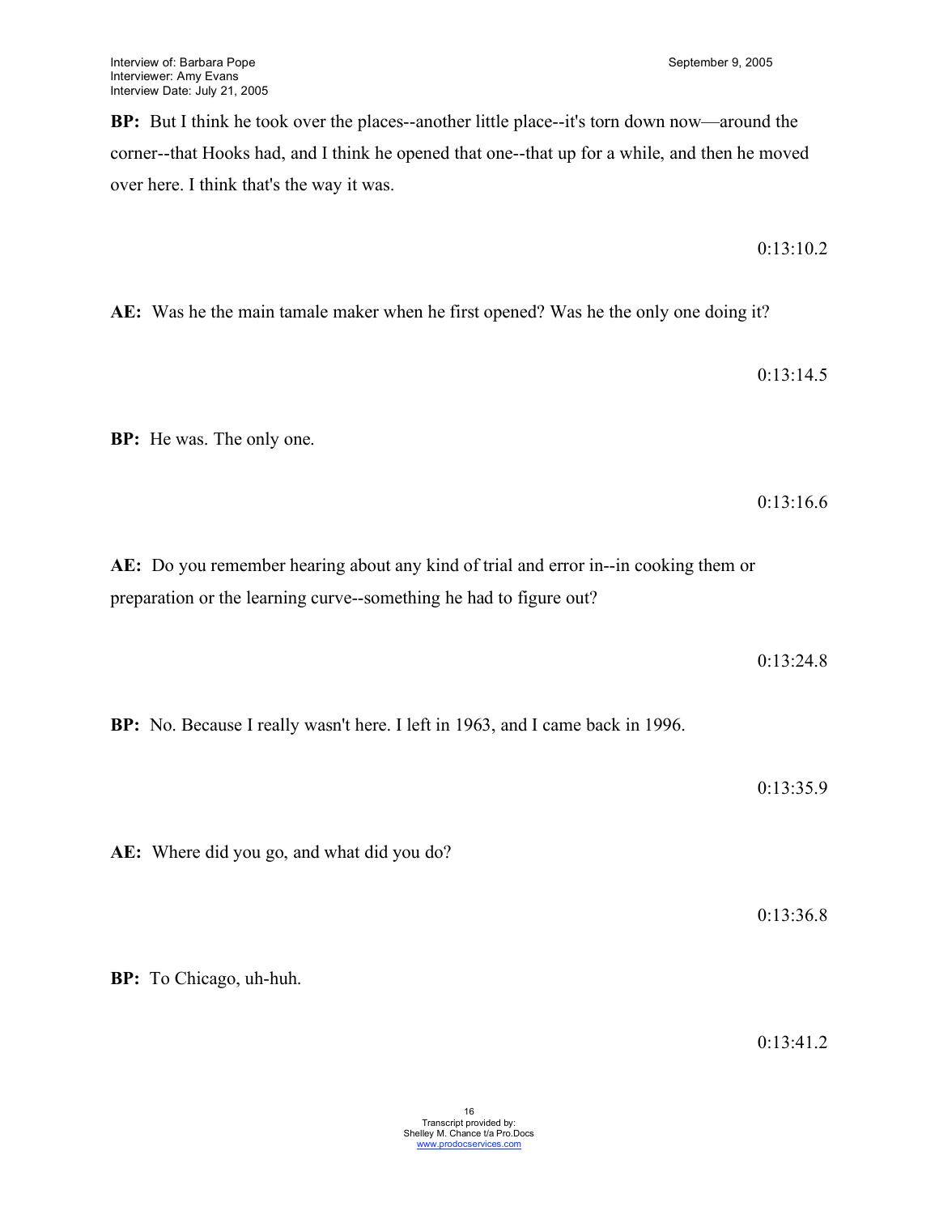**BP:** But I think he took over the places--another little place--it's torn down now—around the corner--that Hooks had, and I think he opened that one--that up for a while, and then he moved over here. I think that's the way it was.

0:13:10.2

**AE:** Was he the main tamale maker when he first opened? Was he the only one doing it?

0:13:14.5

**BP:** He was. The only one.

0:13:16.6

**AE:** Do you remember hearing about any kind of trial and error in--in cooking them or preparation or the learning curve--something he had to figure out?

0:13:24.8

**BP:** No. Because I really wasn't here. I left in 1963, and I came back in 1996.

0:13:35.9

**AE:** Where did you go, and what did you do?

0:13:36.8

**BP:** To Chicago, uh-huh.

0:13:41.2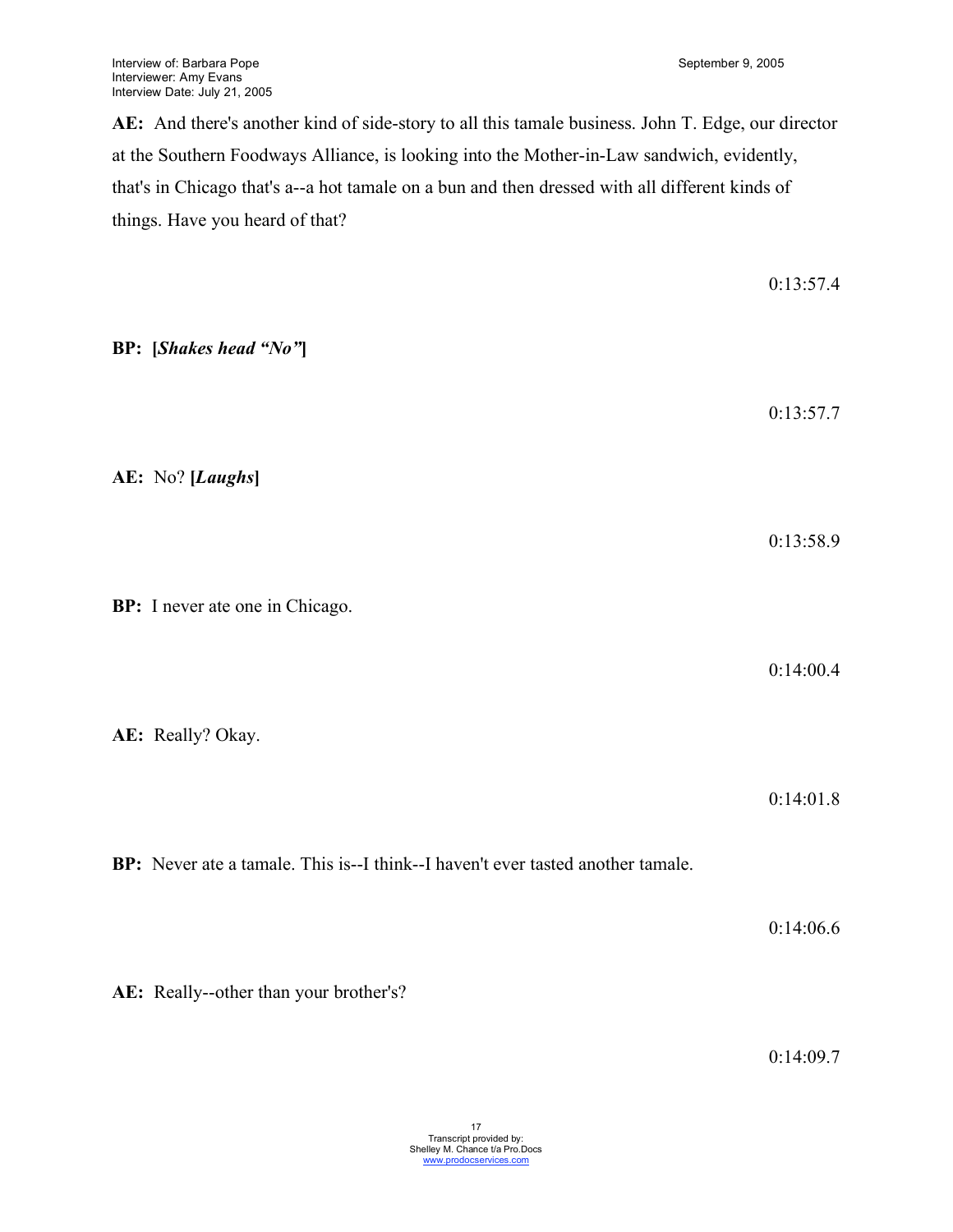**AE:** And there's another kind of side-story to all this tamale business. John T. Edge, our director at the Southern Foodways Alliance, is looking into the Mother-in-Law sandwich, evidently, that's in Chicago that's a--a hot tamale on a bun and then dressed with all different kinds of things. Have you heard of that?

0:13:57.4

**BP: [*Shakes head "No"*]**

0:13:57.7

**AE:** No? **[*Laughs*]**

0:13:58.9

**BP:** I never ate one in Chicago.

0:14:00.4

**AE:** Really? Okay.

0:14:01.8

**BP:** Never ate a tamale. This is--I think--I haven't ever tasted another tamale.

0:14:06.6

**AE:** Really--other than your brother's?

0:14:09.7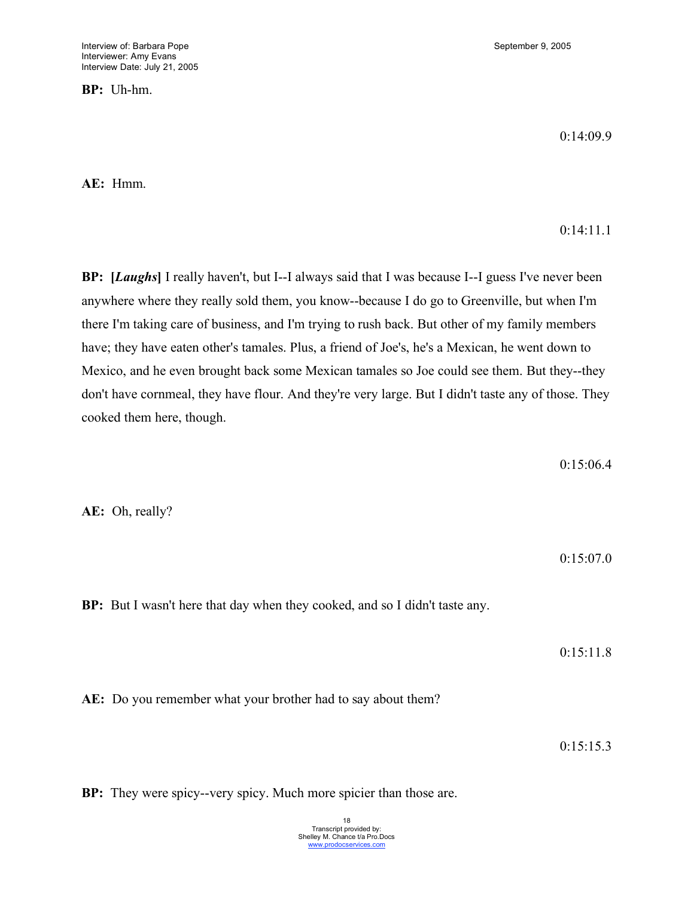**BP:** Uh-hm.

0:14:09.9

**AE:** Hmm.

0:14:11.1

**BP:** **[*Laughs*]** I really haven't, but I--I always said that I was because I--I guess I've never been anywhere where they really sold them, you know--because I do go to Greenville, but when I'm there I'm taking care of business, and I'm trying to rush back. But other of my family members have; they have eaten other's tamales. Plus, a friend of Joe's, he's a Mexican, he went down to Mexico, and he even brought back some Mexican tamales so Joe could see them. But they--they don't have cornmeal, they have flour. And they're very large. But I didn't taste any of those. They cooked them here, though.

0:15:06.4

**AE:** Oh, really?

0:15:07.0

**BP:** But I wasn't here that day when they cooked, and so I didn't taste any.

0:15:11.8

**AE:** Do you remember what your brother had to say about them?

0:15:15.3

**BP:** They were spicy--very spicy. Much more spicier than those are.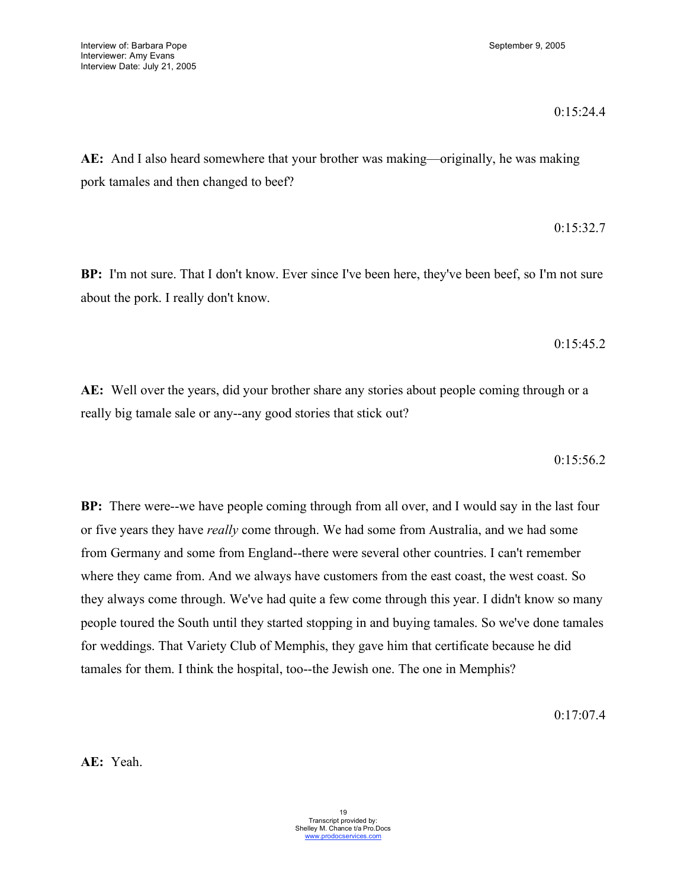0:15:24.4

**AE:** And I also heard somewhere that your brother was making—originally, he was making pork tamales and then changed to beef?

0:15:32.7

**BP:** I'm not sure. That I don't know. Ever since I've been here, they've been beef, so I'm not sure about the pork. I really don't know.

0:15:45.2

**AE:** Well over the years, did your brother share any stories about people coming through or a really big tamale sale or any--any good stories that stick out?

0:15:56.2

**BP:** There were--we have people coming through from all over, and I would say in the last four or five years they have *really* come through. We had some from Australia, and we had some from Germany and some from England--there were several other countries. I can't remember where they came from. And we always have customers from the east coast, the west coast. So they always come through. We've had quite a few come through this year. I didn't know so many people toured the South until they started stopping in and buying tamales. So we've done tamales for weddings. That Variety Club of Memphis, they gave him that certificate because he did tamales for them. I think the hospital, too--the Jewish one. The one in Memphis?

0:17:07.4

**AE:** Yeah.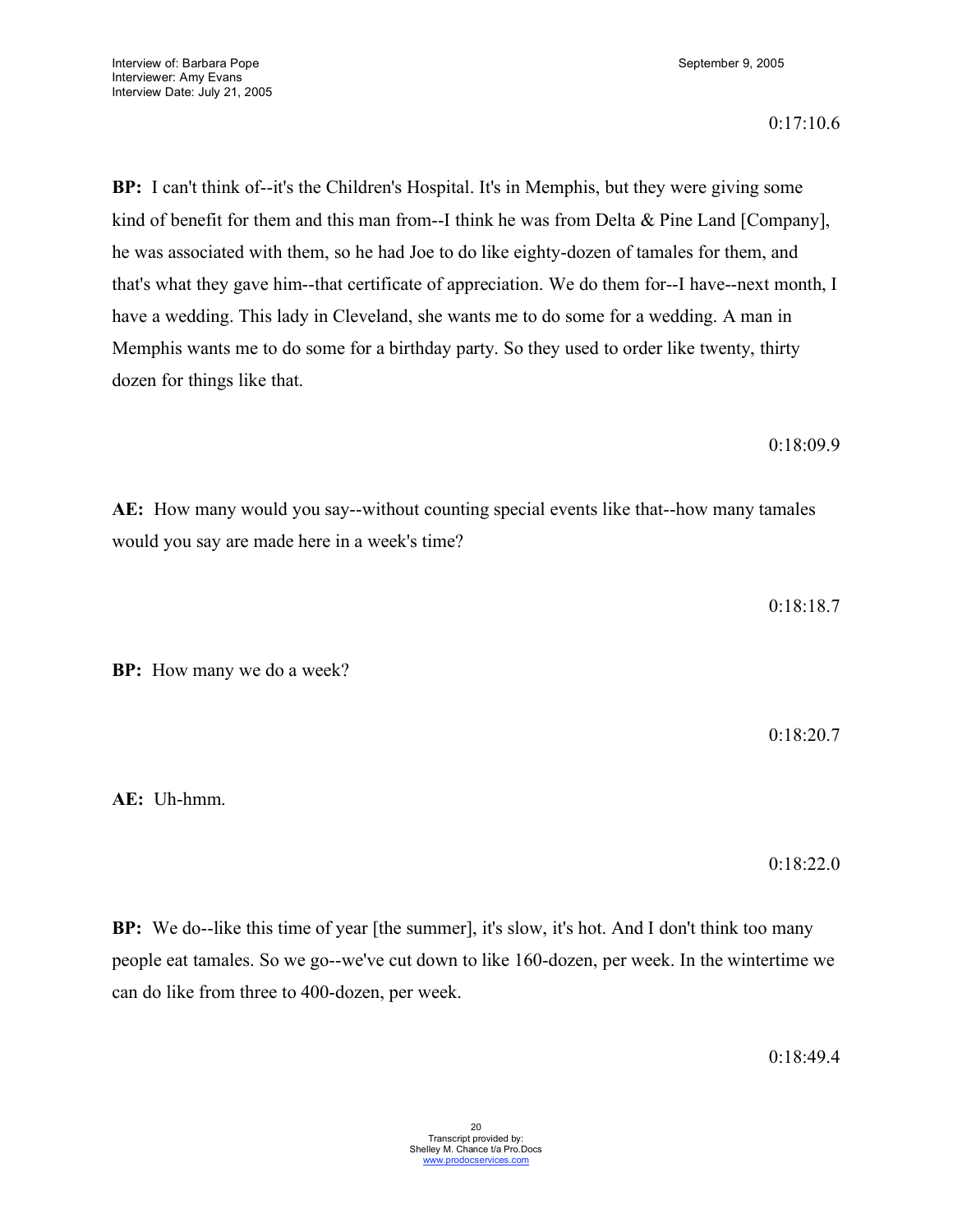0:17:10.6

**BP:** I can't think of--it's the Children's Hospital. It's in Memphis, but they were giving some kind of benefit for them and this man from--I think he was from Delta & Pine Land [Company], he was associated with them, so he had Joe to do like eighty-dozen of tamales for them, and that's what they gave him--that certificate of appreciation. We do them for--I have--next month, I have a wedding. This lady in Cleveland, she wants me to do some for a wedding. A man in Memphis wants me to do some for a birthday party. So they used to order like twenty, thirty dozen for things like that.

0:18:09.9

**AE:** How many would you say--without counting special events like that--how many tamales would you say are made here in a week's time?

0:18:18.7

**BP:** How many we do a week?

0:18:20.7

**AE:** Uh-hmm.

0:18:22.0

**BP:** We do--like this time of year [the summer], it's slow, it's hot. And I don't think too many people eat tamales. So we go--we've cut down to like 160-dozen, per week. In the wintertime we can do like from three to 400-dozen, per week.

0:18:49.4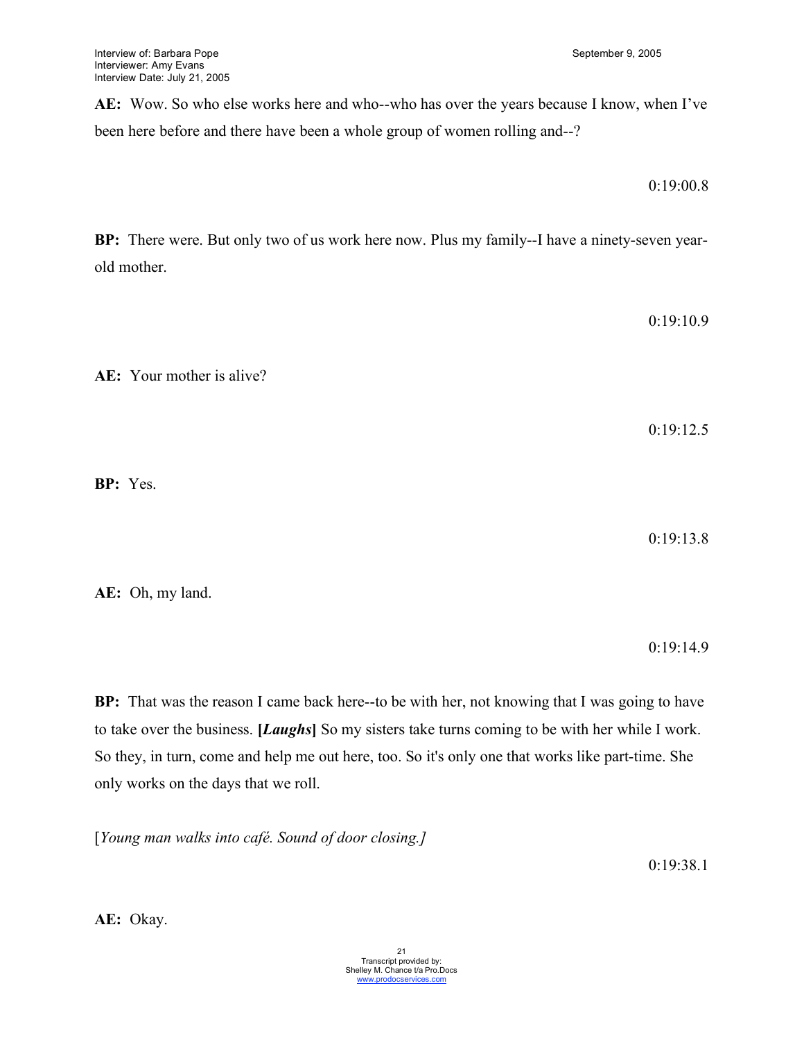**AE:** Wow. So who else works here and who--who has over the years because I know, when I've been here before and there have been a whole group of women rolling and--?

0:19:00.8

**BP:** There were. But only two of us work here now. Plus my family--I have a ninety-seven year-old mother.

0:19:10.9

**AE:** Your mother is alive?

0:19:12.5

**BP:** Yes.

0:19:13.8

**AE:** Oh, my land.

0:19:14.9

**BP:** That was the reason I came back here--to be with her, not knowing that I was going to have to take over the business. **[*Laughs*]** So my sisters take turns coming to be with her while I work. So they, in turn, come and help me out here, too. So it's only one that works like part-time. She only works on the days that we roll.

[*Young man walks into café. Sound of door closing.]*

0:19:38.1

**AE:** Okay.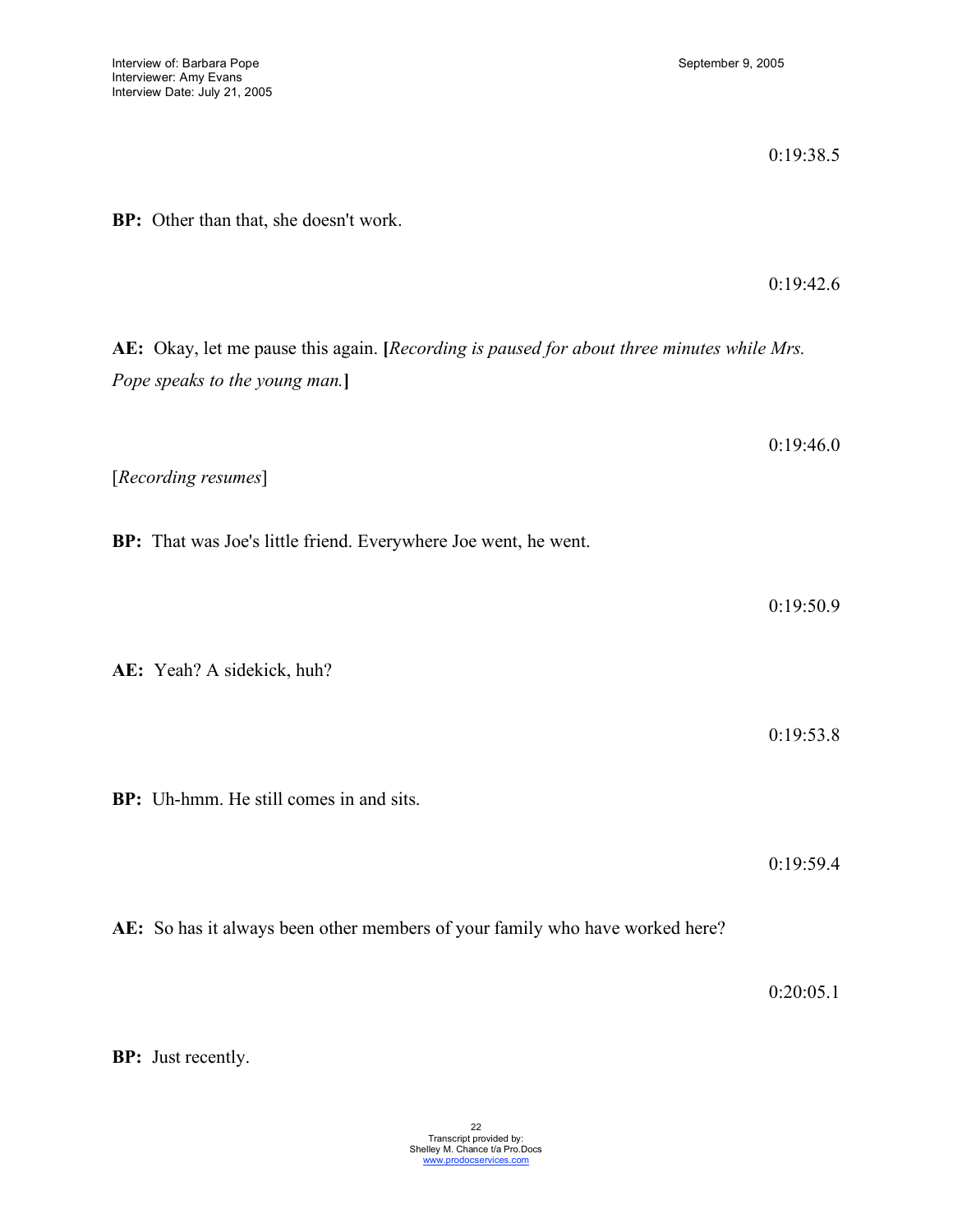0:19:38.5

**BP:** Other than that, she doesn't work.

0:19:42.6

**AE:** Okay, let me pause this again. **[***Recording is paused for about three minutes while Mrs. Pope speaks to the young man.***]**

0:19:46.0

[*Recording resumes*]

**BP:** That was Joe's little friend. Everywhere Joe went, he went.

0:19:50.9

**AE:** Yeah? A sidekick, huh?

0:19:53.8

**BP:** Uh-hmm. He still comes in and sits.

0:19:59.4

**AE:** So has it always been other members of your family who have worked here?

0:20:05.1

**BP:** Just recently.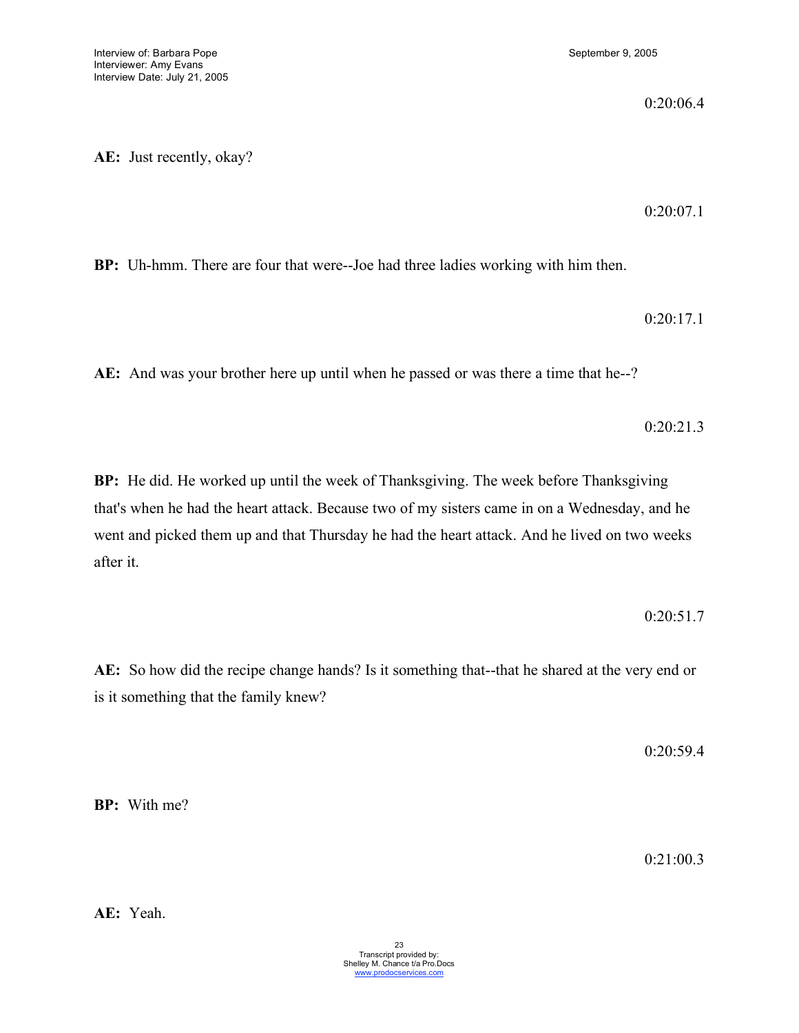0:20:06.4

**AE:** Just recently, okay?

0:20:07.1

**BP:** Uh-hmm. There are four that were--Joe had three ladies working with him then.

0:20:17.1

**AE:** And was your brother here up until when he passed or was there a time that he--?

0:20:21.3

**BP:** He did. He worked up until the week of Thanksgiving. The week before Thanksgiving that's when he had the heart attack. Because two of my sisters came in on a Wednesday, and he went and picked them up and that Thursday he had the heart attack. And he lived on two weeks after it.

0:20:51.7

**AE:** So how did the recipe change hands? Is it something that--that he shared at the very end or is it something that the family knew?

0:20:59.4

**BP:** With me?

0:21:00.3

**AE:** Yeah.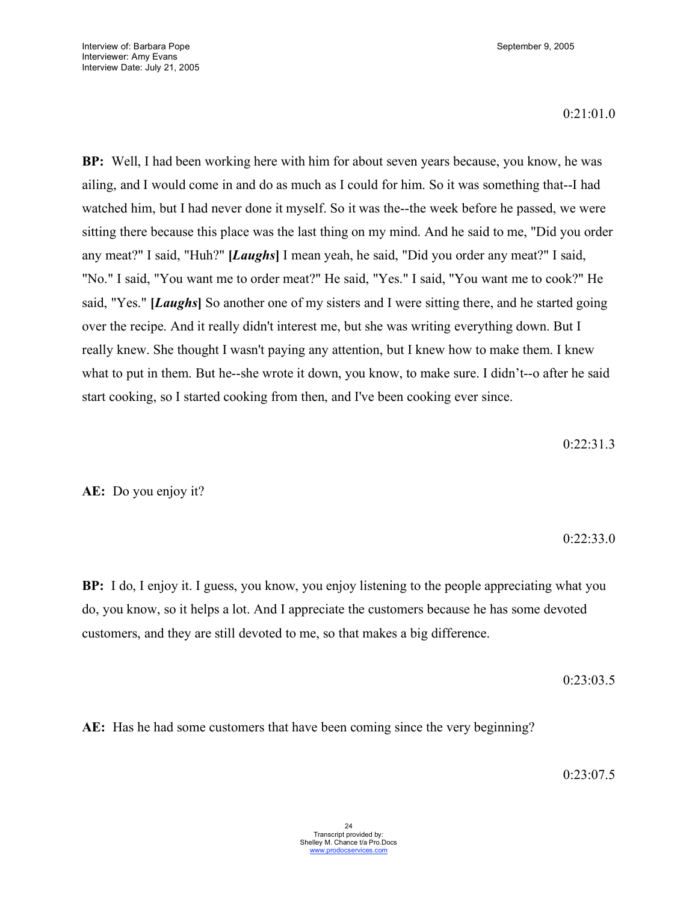0:21:01.0

**BP:** Well, I had been working here with him for about seven years because, you know, he was ailing, and I would come in and do as much as I could for him. So it was something that--I had watched him, but I had never done it myself. So it was the--the week before he passed, we were sitting there because this place was the last thing on my mind. And he said to me, "Did you order any meat?" I said, "Huh?" **[*Laughs*]** I mean yeah, he said, "Did you order any meat?" I said, "No." I said, "You want me to order meat?" He said, "Yes." I said, "You want me to cook?" He said, "Yes." **[*Laughs*]** So another one of my sisters and I were sitting there, and he started going over the recipe. And it really didn't interest me, but she was writing everything down. But I really knew. She thought I wasn't paying any attention, but I knew how to make them. I knew what to put in them. But he--she wrote it down, you know, to make sure. I didn't--o after he said start cooking, so I started cooking from then, and I've been cooking ever since.

0:22:31.3

**AE:** Do you enjoy it?

0:22:33.0

**BP:** I do, I enjoy it. I guess, you know, you enjoy listening to the people appreciating what you do, you know, so it helps a lot. And I appreciate the customers because he has some devoted customers, and they are still devoted to me, so that makes a big difference.

0:23:03.5

**AE:** Has he had some customers that have been coming since the very beginning?

0:23:07.5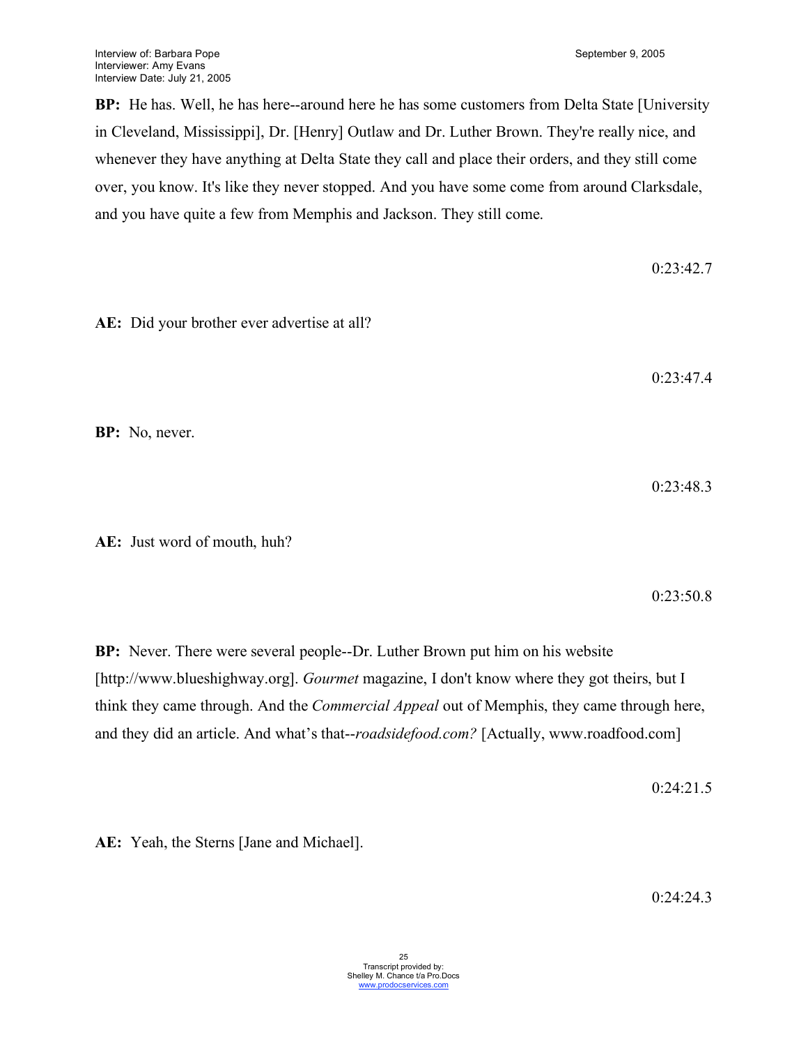**BP:** He has. Well, he has here--around here he has some customers from Delta State [University in Cleveland, Mississippi], Dr. [Henry] Outlaw and Dr. Luther Brown. They're really nice, and whenever they have anything at Delta State they call and place their orders, and they still come over, you know. It's like they never stopped. And you have some come from around Clarksdale, and you have quite a few from Memphis and Jackson. They still come.

0:23:42.7

**AE:** Did your brother ever advertise at all?

0:23:47.4

**BP:** No, never.

0:23:48.3

**AE:** Just word of mouth, huh?

0:23:50.8

**BP:** Never. There were several people--Dr. Luther Brown put him on his website [http://www.blueshighway.org]. *Gourmet* magazine, I don't know where they got theirs, but I think they came through. And the *Commercial Appeal* out of Memphis, they came through here, and they did an article. And what's that--*roadsidefood.com?* [Actually, www.roadfood.com]

0:24:21.5

**AE:** Yeah, the Sterns [Jane and Michael].

0:24:24.3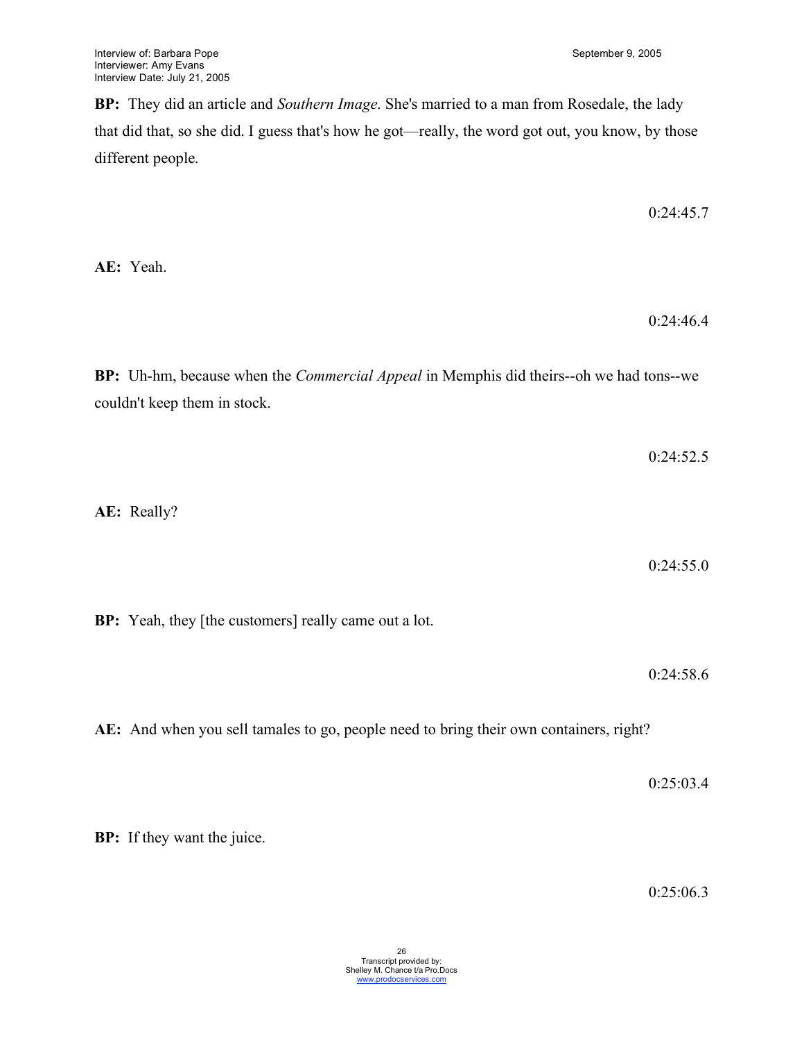**BP:** They did an article and *Southern Image*. She's married to a man from Rosedale, the lady that did that, so she did. I guess that's how he got—really, the word got out, you know, by those different people.

0:24:45.7

**AE:** Yeah.

0:24:46.4

**BP:** Uh-hm, because when the *Commercial Appeal* in Memphis did theirs--oh we had tons--we couldn't keep them in stock.

0:24:52.5

**AE:** Really?

0:24:55.0

**BP:** Yeah, they [the customers] really came out a lot.

0:24:58.6

**AE:** And when you sell tamales to go, people need to bring their own containers, right?

0:25:03.4

**BP:** If they want the juice.

0:25:06.3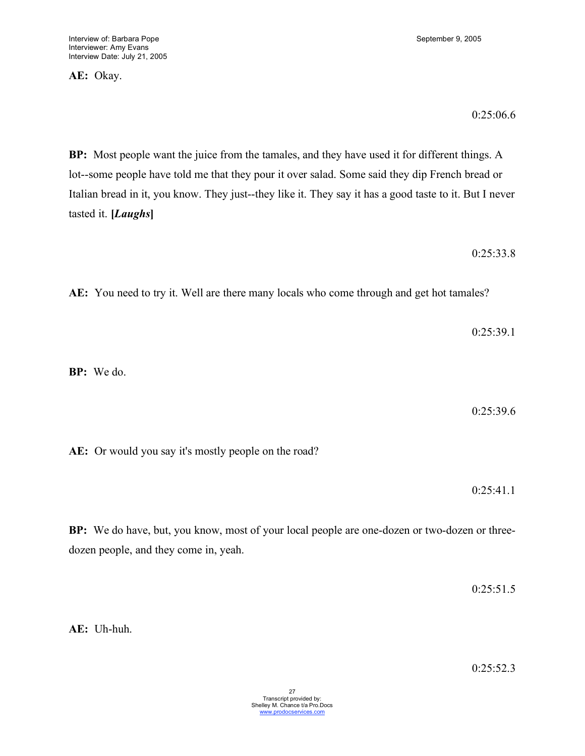**AE:** Okay.

0:25:06.6

**BP:** Most people want the juice from the tamales, and they have used it for different things. A lot--some people have told me that they pour it over salad. Some said they dip French bread or Italian bread in it, you know. They just--they like it. They say it has a good taste to it. But I never tasted it. **[*Laughs*]**

0:25:33.8

**AE:** You need to try it. Well are there many locals who come through and get hot tamales?

0:25:39.1

**BP:** We do.

0:25:39.6

**AE:** Or would you say it's mostly people on the road?

0:25:41.1

**BP:** We do have, but, you know, most of your local people are one-dozen or two-dozen or three-dozen people, and they come in, yeah.

0:25:51.5

**AE:** Uh-huh.

0:25:52.3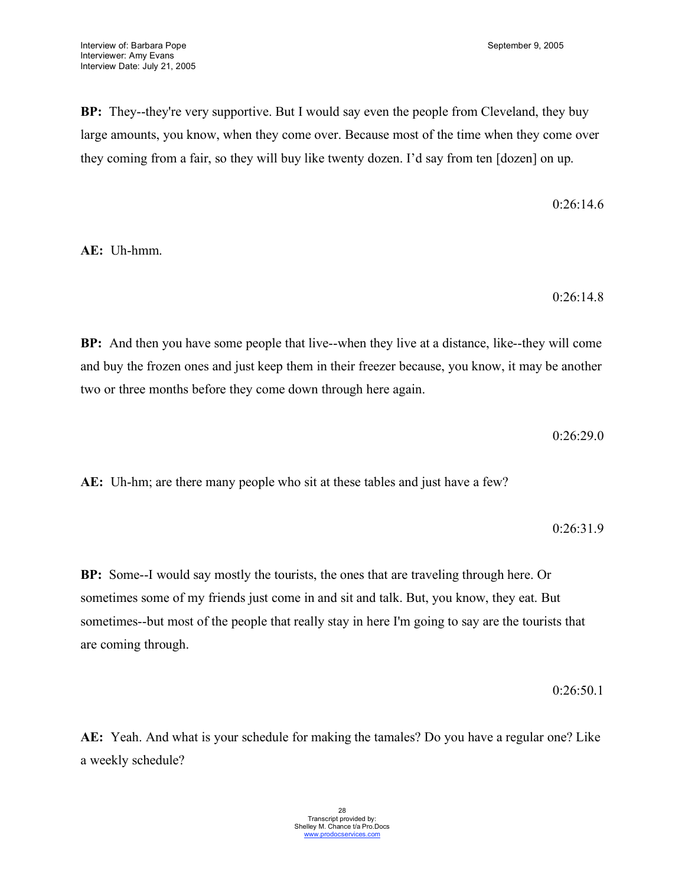**BP:** They--they're very supportive. But I would say even the people from Cleveland, they buy large amounts, you know, when they come over. Because most of the time when they come over they coming from a fair, so they will buy like twenty dozen. I'd say from ten [dozen] on up.

0:26:14.6

**AE:** Uh-hmm.

0:26:14.8

**BP:** And then you have some people that live--when they live at a distance, like--they will come and buy the frozen ones and just keep them in their freezer because, you know, it may be another two or three months before they come down through here again.

0:26:29.0

**AE:** Uh-hm; are there many people who sit at these tables and just have a few?

0:26:31.9

**BP:** Some--I would say mostly the tourists, the ones that are traveling through here. Or sometimes some of my friends just come in and sit and talk. But, you know, they eat. But sometimes--but most of the people that really stay in here I'm going to say are the tourists that are coming through.

0:26:50.1

**AE:** Yeah. And what is your schedule for making the tamales? Do you have a regular one? Like a weekly schedule?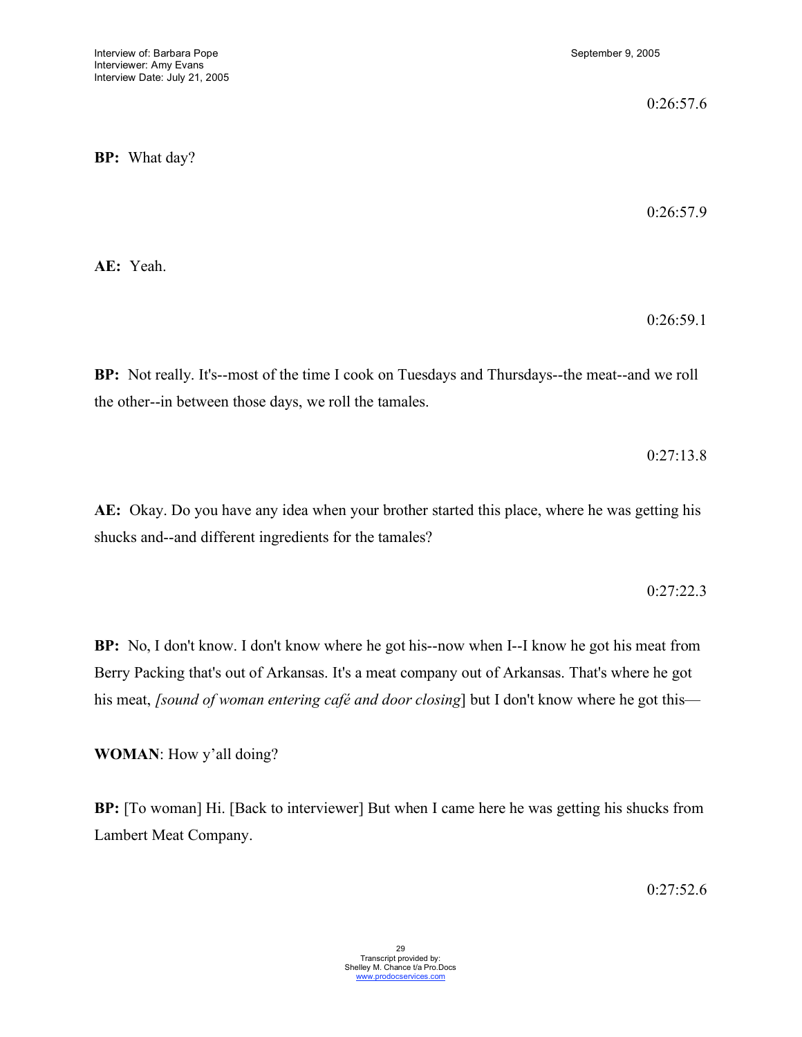0:26:57.6

**BP:** What day?

0:26:57.9

**AE:** Yeah.

0:26:59.1

**BP:** Not really. It's--most of the time I cook on Tuesdays and Thursdays--the meat--and we roll the other--in between those days, we roll the tamales.

0:27:13.8

**AE:** Okay. Do you have any idea when your brother started this place, where he was getting his shucks and--and different ingredients for the tamales?

0:27:22.3

**BP:** No, I don't know. I don't know where he got his--now when I--I know he got his meat from Berry Packing that's out of Arkansas. It's a meat company out of Arkansas. That's where he got his meat, *[sound of woman entering café and door closing*] but I don't know where he got this—

**WOMAN**: How y'all doing?

**BP:** [To woman] Hi. [Back to interviewer] But when I came here he was getting his shucks from Lambert Meat Company.

0:27:52.6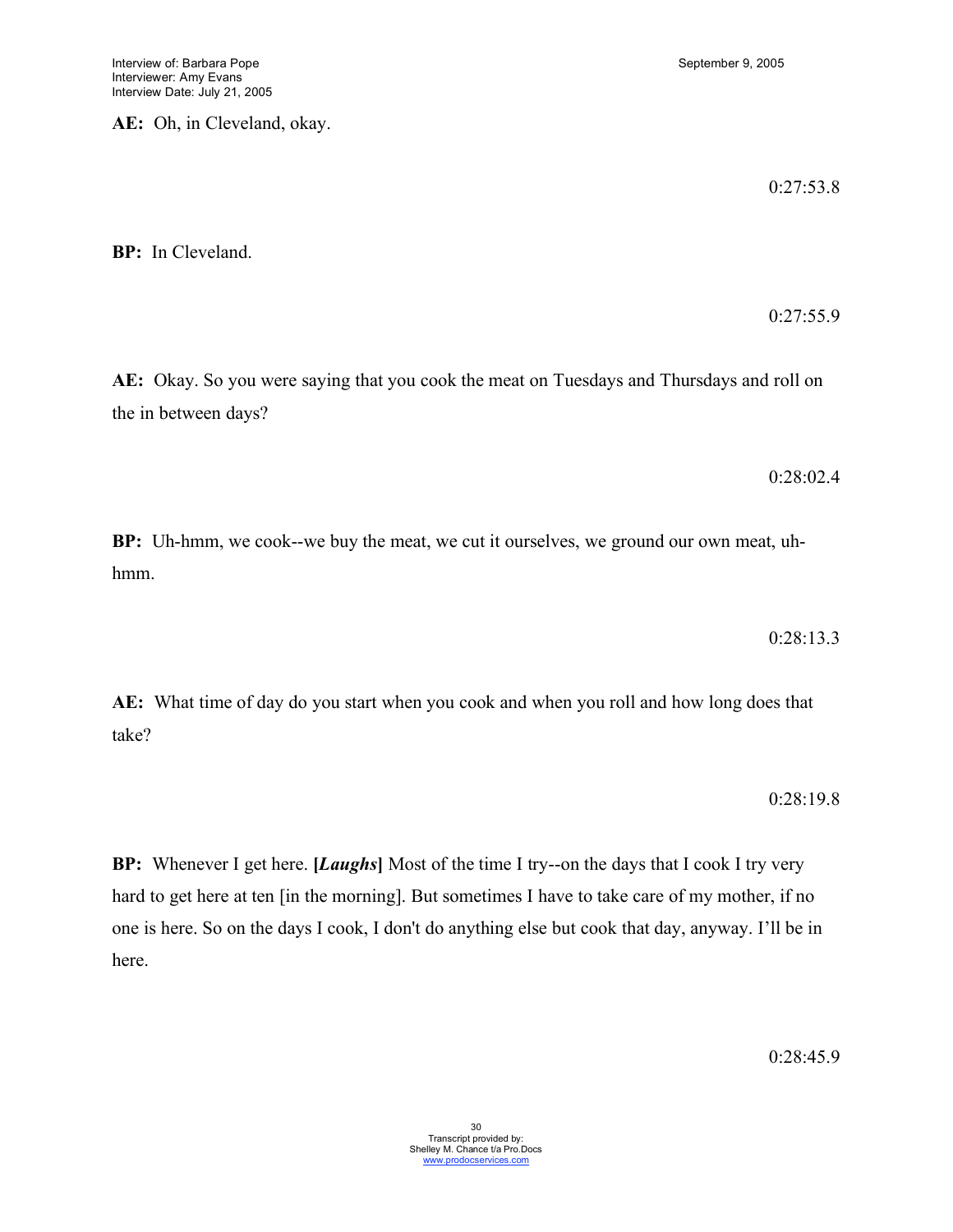**AE:** Oh, in Cleveland, okay.

0:27:53.8

**BP:** In Cleveland.

0:27:55.9

**AE:** Okay. So you were saying that you cook the meat on Tuesdays and Thursdays and roll on the in between days?

0:28:02.4

**BP:** Uh-hmm, we cook--we buy the meat, we cut it ourselves, we ground our own meat, uh-hmm.

0:28:13.3

**AE:** What time of day do you start when you cook and when you roll and how long does that take?

0:28:19.8

**BP:** Whenever I get here. **[*Laughs*]** Most of the time I try--on the days that I cook I try very hard to get here at ten [in the morning]. But sometimes I have to take care of my mother, if no one is here. So on the days I cook, I don't do anything else but cook that day, anyway. I'll be in here.

0:28:45.9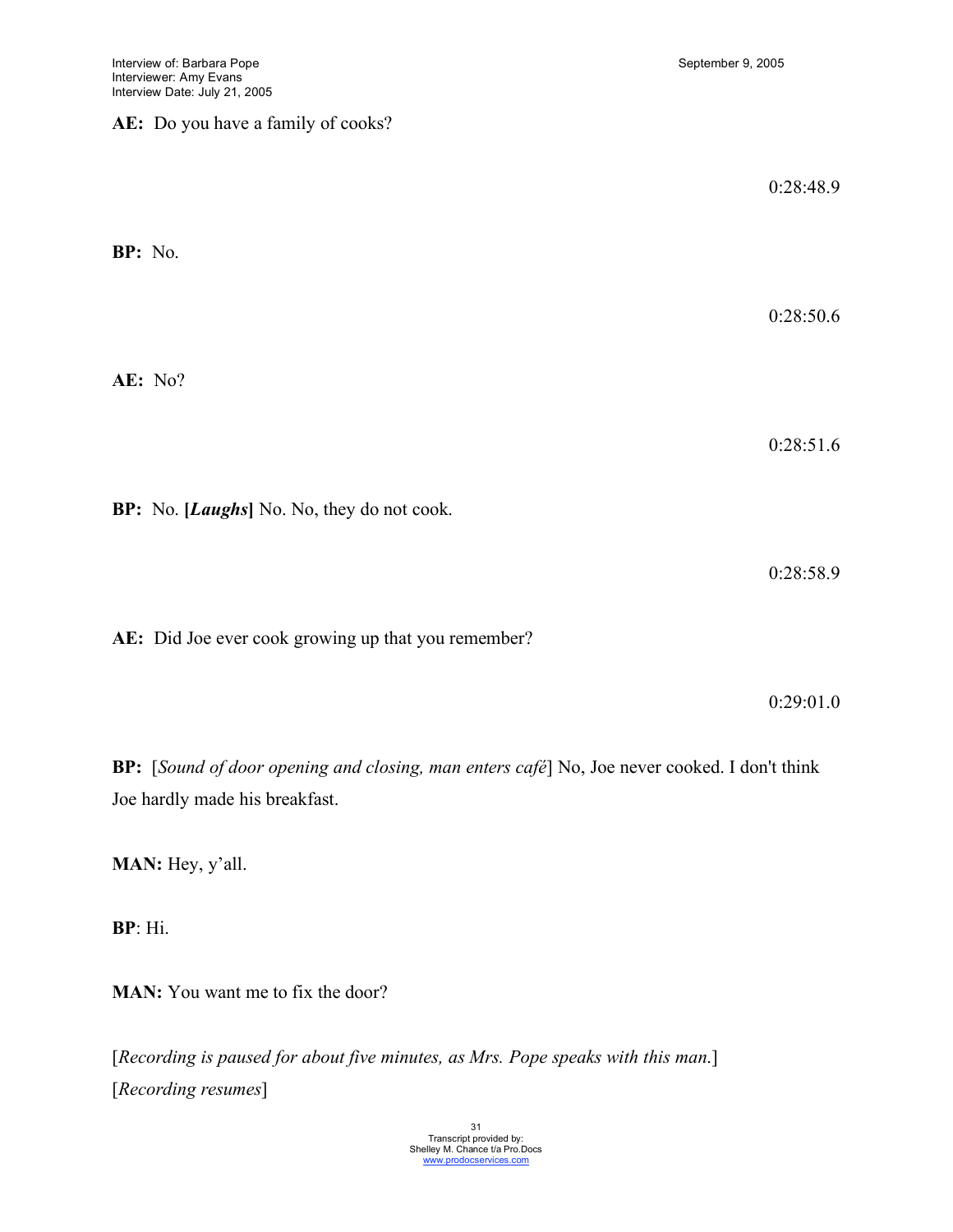**AE:** Do you have a family of cooks?

0:28:48.9

**BP:** No.

0:28:50.6

**AE:** No?

0:28:51.6

**BP:** No. **[*Laughs*]** No. No, they do not cook.

0:28:58.9

**AE:** Did Joe ever cook growing up that you remember?

0:29:01.0

**BP:** [*Sound of door opening and closing, man enters café*] No, Joe never cooked. I don't think Joe hardly made his breakfast.

**MAN:** Hey, y'all.

**BP**: Hi.

**MAN:** You want me to fix the door?

[*Recording is paused for about five minutes, as Mrs. Pope speaks with this man.*]
[*Recording resumes*]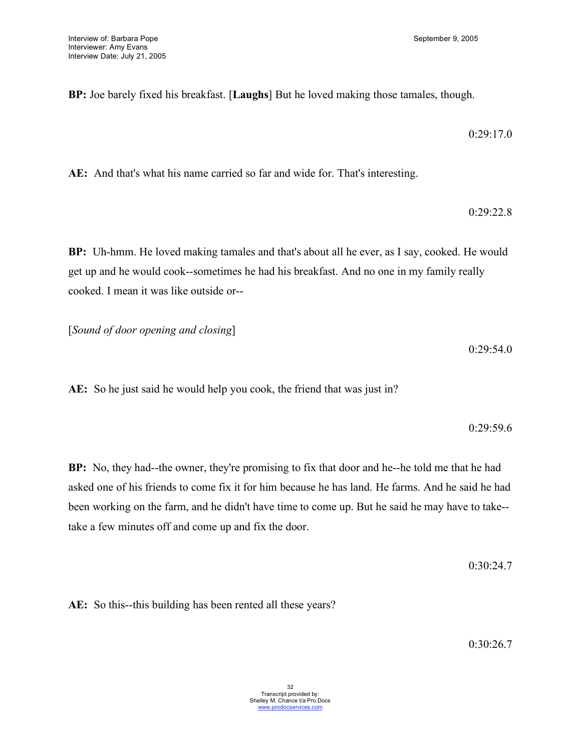**BP:** Joe barely fixed his breakfast. [**Laughs**] But he loved making those tamales, though.

0:29:17.0

**AE:** And that's what his name carried so far and wide for. That's interesting.

0:29:22.8

**BP:** Uh-hmm. He loved making tamales and that's about all he ever, as I say, cooked. He would get up and he would cook--sometimes he had his breakfast. And no one in my family really cooked. I mean it was like outside or--

[*Sound of door opening and closing*]

0:29:54.0

**AE:** So he just said he would help you cook, the friend that was just in?

0:29:59.6

**BP:** No, they had--the owner, they're promising to fix that door and he--he told me that he had asked one of his friends to come fix it for him because he has land. He farms. And he said he had been working on the farm, and he didn't have time to come up. But he said he may have to take--take a few minutes off and come up and fix the door.

0:30:24.7

**AE:** So this--this building has been rented all these years?

0:30:26.7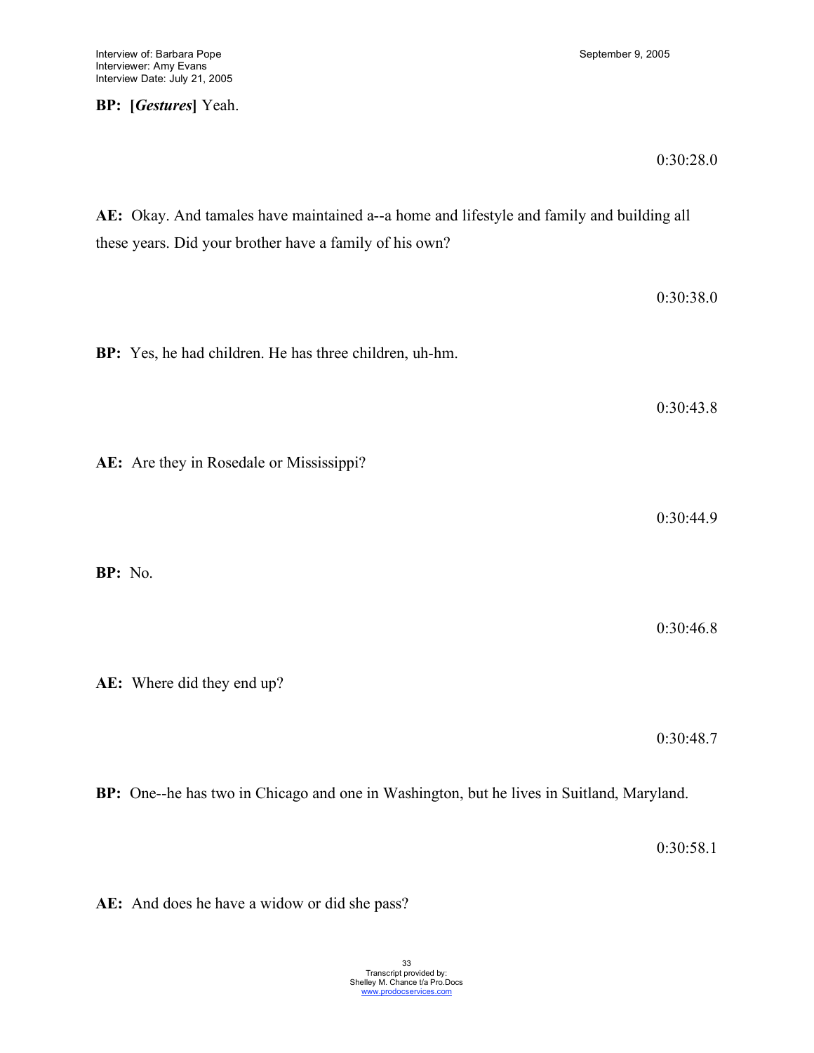**BP: [*Gestures*]** Yeah.

0:30:28.0

**AE:** Okay. And tamales have maintained a--a home and lifestyle and family and building all these years. Did your brother have a family of his own?

0:30:38.0

**BP:** Yes, he had children. He has three children, uh-hm.

0:30:43.8

**AE:** Are they in Rosedale or Mississippi?

0:30:44.9

**BP:** No.

0:30:46.8

**AE:** Where did they end up?

0:30:48.7

**BP:** One--he has two in Chicago and one in Washington, but he lives in Suitland, Maryland.

0:30:58.1

**AE:** And does he have a widow or did she pass?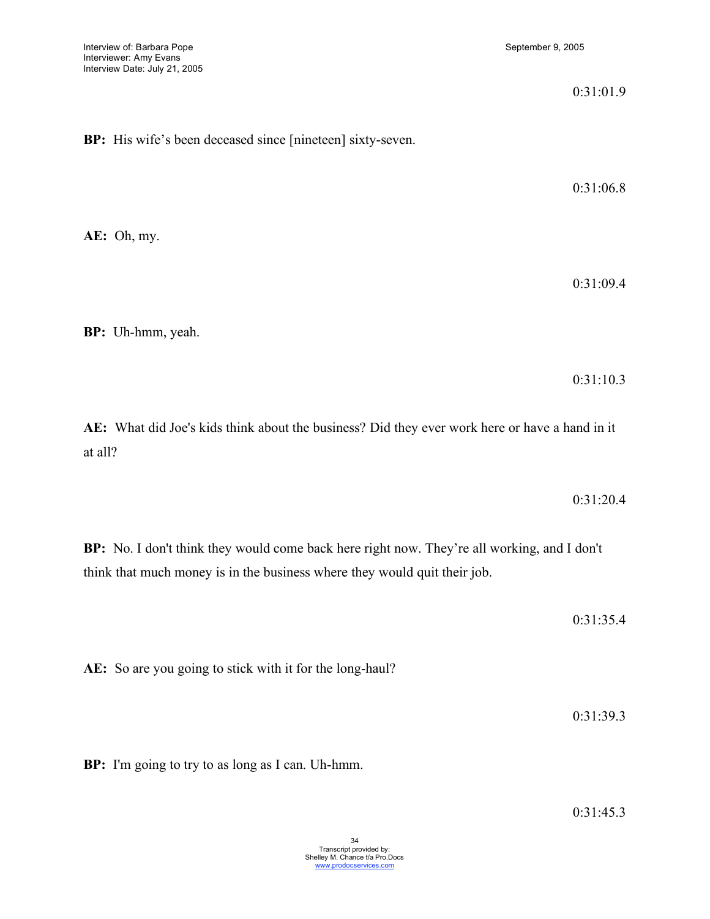0:31:01.9

**BP:** His wife's been deceased since [nineteen] sixty-seven.

0:31:06.8

**AE:** Oh, my.

0:31:09.4

**BP:** Uh-hmm, yeah.

0:31:10.3

**AE:** What did Joe's kids think about the business? Did they ever work here or have a hand in it at all?

0:31:20.4

**BP:** No. I don't think they would come back here right now. They're all working, and I don't think that much money is in the business where they would quit their job.

0:31:35.4

**AE:** So are you going to stick with it for the long-haul?

0:31:39.3

**BP:** I'm going to try to as long as I can. Uh-hmm.

0:31:45.3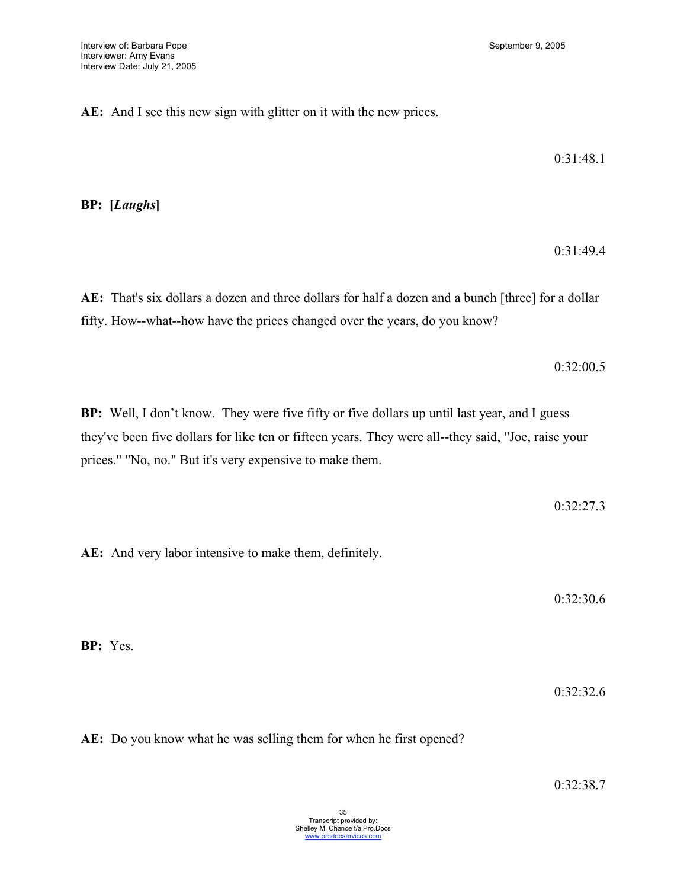**AE:** And I see this new sign with glitter on it with the new prices.

0:31:48.1

**BP:** [*Laughs*]

0:31:49.4

**AE:** That's six dollars a dozen and three dollars for half a dozen and a bunch [three] for a dollar fifty. How--what--how have the prices changed over the years, do you know?

0:32:00.5

**BP:** Well, I don't know. They were five fifty or five dollars up until last year, and I guess they've been five dollars for like ten or fifteen years. They were all--they said, "Joe, raise your prices." "No, no." But it's very expensive to make them.

0:32:27.3

**AE:** And very labor intensive to make them, definitely.

0:32:30.6

**BP:** Yes.

0:32:32.6

**AE:** Do you know what he was selling them for when he first opened?

0:32:38.7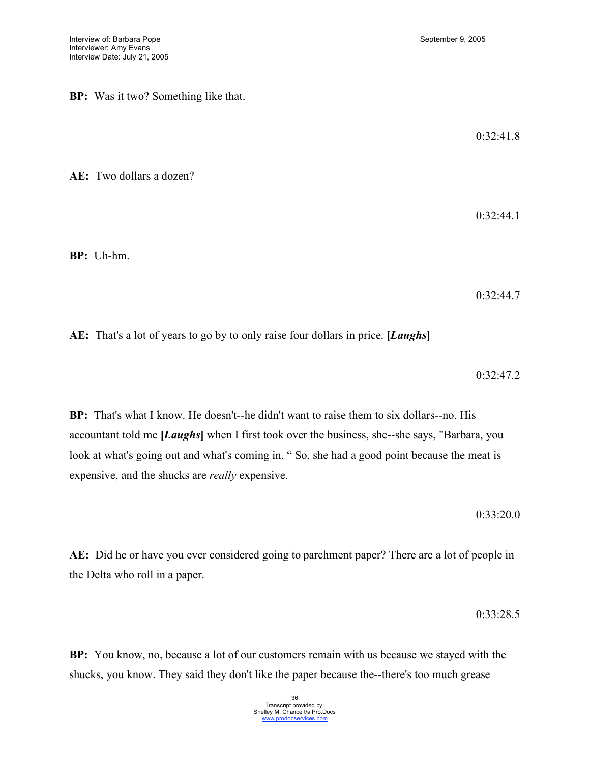**BP:** Was it two? Something like that.

0:32:41.8

**AE:** Two dollars a dozen?

0:32:44.1

**BP:** Uh-hm.

0:32:44.7

**AE:** That's a lot of years to go by to only raise four dollars in price. **[*Laughs*]**

0:32:47.2

**BP:** That's what I know. He doesn't--he didn't want to raise them to six dollars--no. His accountant told me **[*Laughs*]** when I first took over the business, she--she says, "Barbara, you look at what's going out and what's coming in. " So, she had a good point because the meat is expensive, and the shucks are *really* expensive.

0:33:20.0

**AE:** Did he or have you ever considered going to parchment paper? There are a lot of people in the Delta who roll in a paper.

0:33:28.5

**BP:** You know, no, because a lot of our customers remain with us because we stayed with the shucks, you know. They said they don't like the paper because the--there's too much grease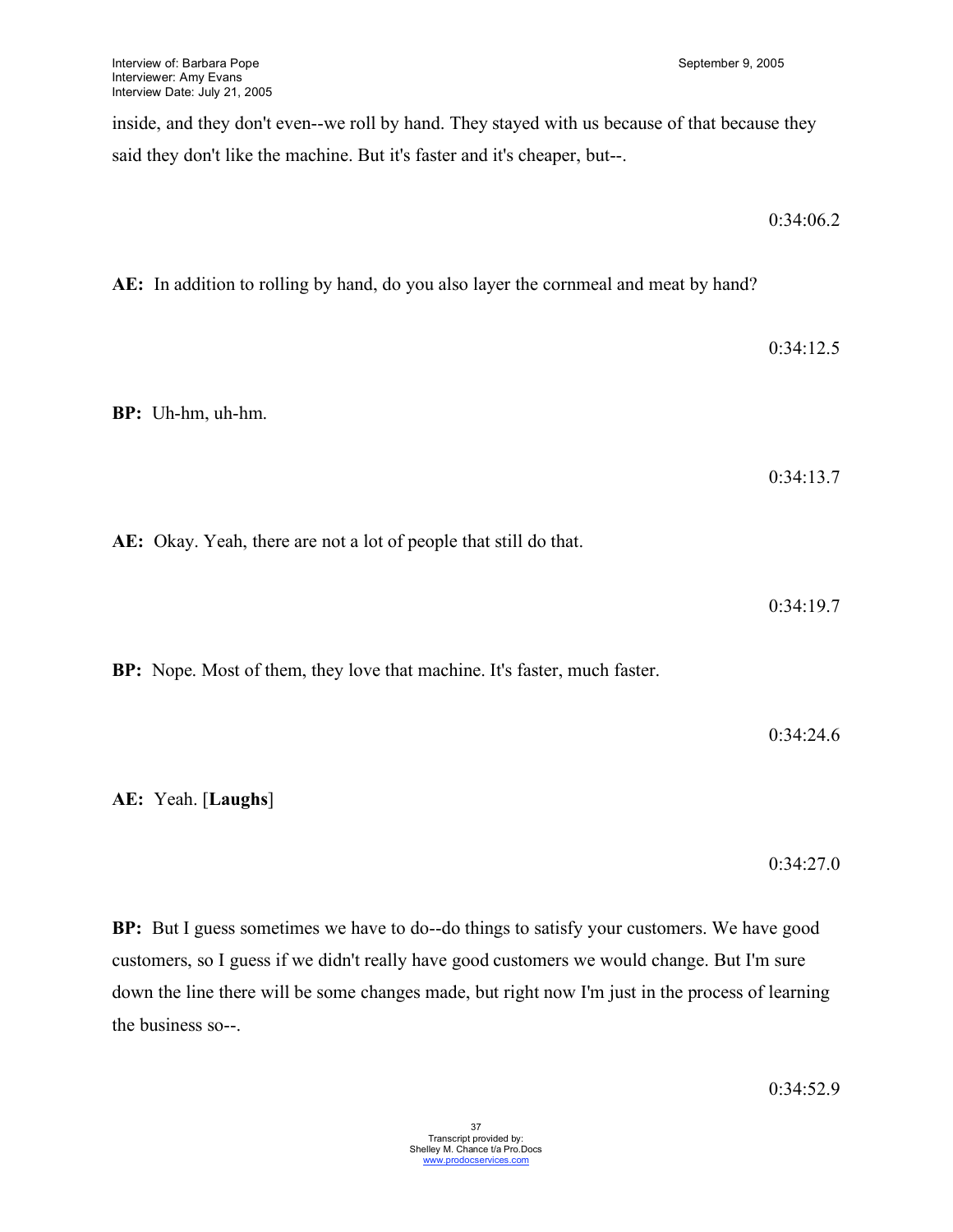inside, and they don't even--we roll by hand. They stayed with us because of that because they said they don't like the machine. But it's faster and it's cheaper, but--.

0:34:06.2

**AE:** In addition to rolling by hand, do you also layer the cornmeal and meat by hand?

0:34:12.5

**BP:** Uh-hm, uh-hm.

0:34:13.7

**AE:** Okay. Yeah, there are not a lot of people that still do that.

0:34:19.7

**BP:** Nope. Most of them, they love that machine. It's faster, much faster.

0:34:24.6

**AE:** Yeah. [**Laughs**]

0:34:27.0

**BP:** But I guess sometimes we have to do--do things to satisfy your customers. We have good customers, so I guess if we didn't really have good customers we would change. But I'm sure down the line there will be some changes made, but right now I'm just in the process of learning the business so--.

0:34:52.9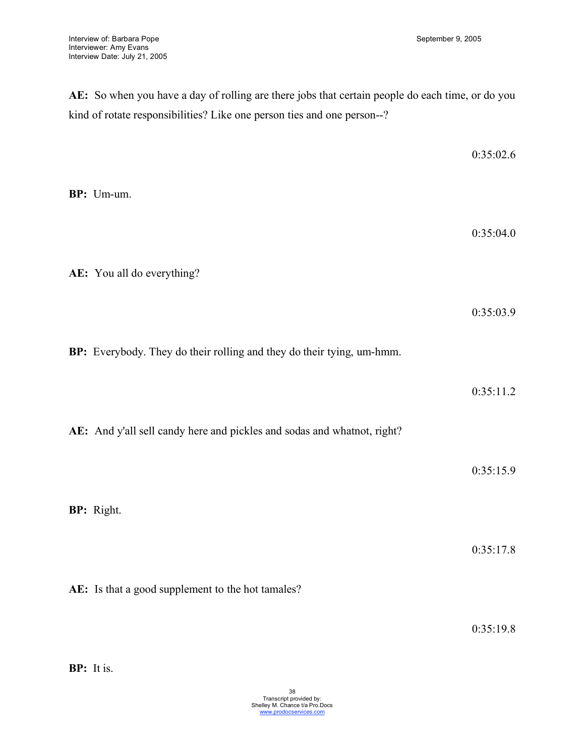**AE:** So when you have a day of rolling are there jobs that certain people do each time, or do you kind of rotate responsibilities? Like one person ties and one person--?

0:35:02.6

**BP:** Um-um.

0:35:04.0

**AE:** You all do everything?

0:35:03.9

**BP:** Everybody. They do their rolling and they do their tying, um-hmm.

0:35:11.2

**AE:** And y'all sell candy here and pickles and sodas and whatnot, right?

0:35:15.9

**BP:** Right.

0:35:17.8

**AE:** Is that a good supplement to the hot tamales?

0:35:19.8

**BP:** It is.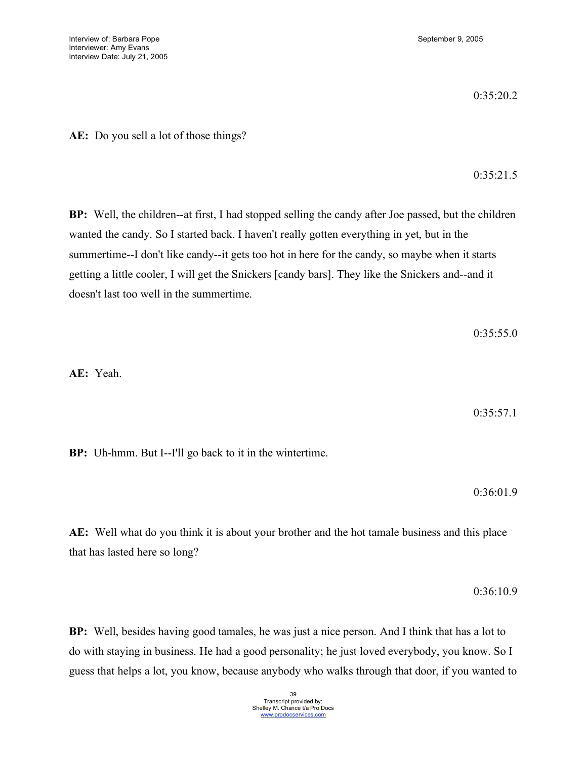0:35:20.2

**AE:** Do you sell a lot of those things?

0:35:21.5

**BP:** Well, the children--at first, I had stopped selling the candy after Joe passed, but the children wanted the candy. So I started back. I haven't really gotten everything in yet, but in the summertime--I don't like candy--it gets too hot in here for the candy, so maybe when it starts getting a little cooler, I will get the Snickers [candy bars]. They like the Snickers and--and it doesn't last too well in the summertime.

0:35:55.0

**AE:** Yeah.

0:35:57.1

**BP:** Uh-hmm. But I--I'll go back to it in the wintertime.

0:36:01.9

**AE:** Well what do you think it is about your brother and the hot tamale business and this place that has lasted here so long?

0:36:10.9

**BP:** Well, besides having good tamales, he was just a nice person. And I think that has a lot to do with staying in business. He had a good personality; he just loved everybody, you know. So I guess that helps a lot, you know, because anybody who walks through that door, if you wanted to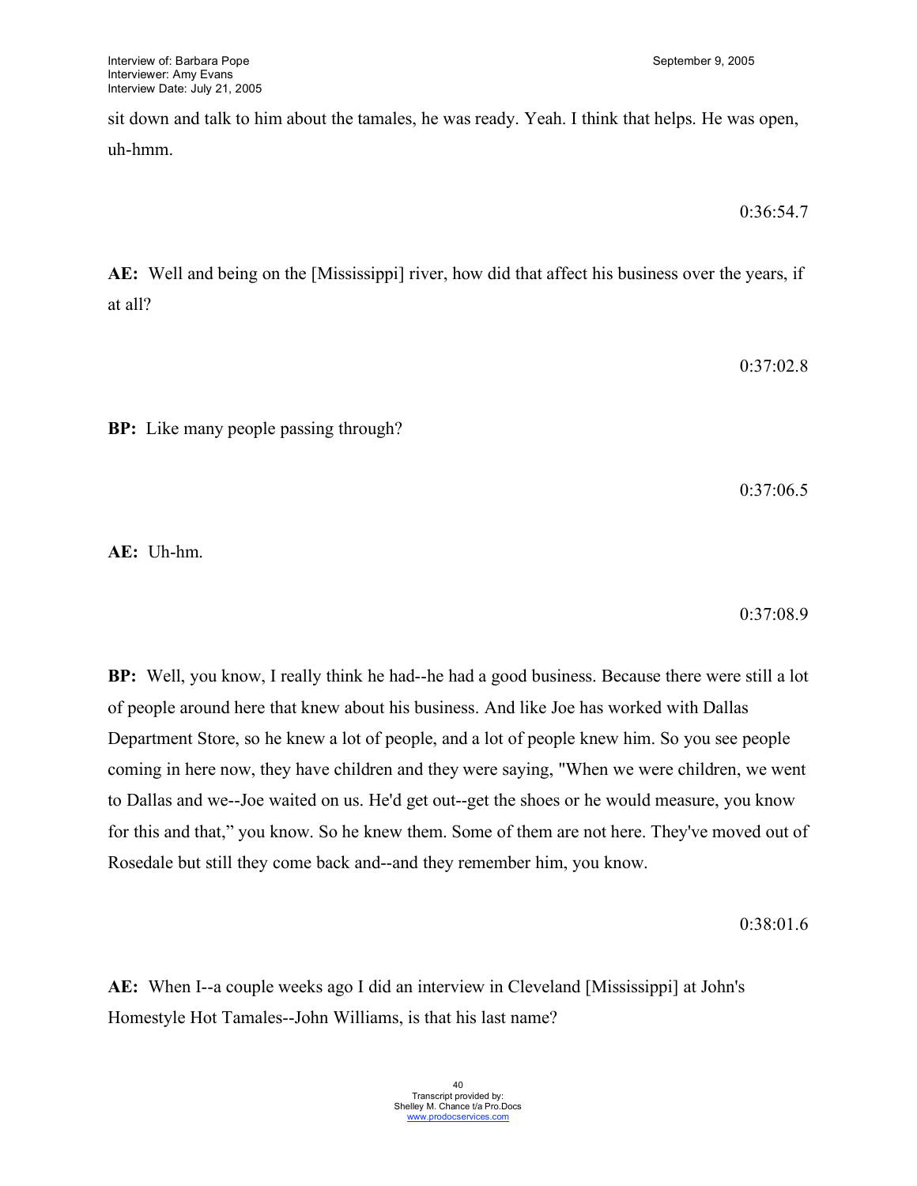sit down and talk to him about the tamales, he was ready. Yeah. I think that helps. He was open, uh-hmm.

0:36:54.7

**AE:** Well and being on the [Mississippi] river, how did that affect his business over the years, if at all?

0:37:02.8

**BP:** Like many people passing through?

0:37:06.5

**AE:** Uh-hm.

0:37:08.9

**BP:** Well, you know, I really think he had--he had a good business. Because there were still a lot of people around here that knew about his business. And like Joe has worked with Dallas Department Store, so he knew a lot of people, and a lot of people knew him. So you see people coming in here now, they have children and they were saying, "When we were children, we went to Dallas and we--Joe waited on us. He'd get out--get the shoes or he would measure, you know for this and that," you know. So he knew them. Some of them are not here. They've moved out of Rosedale but still they come back and--and they remember him, you know.

0:38:01.6

**AE:** When I--a couple weeks ago I did an interview in Cleveland [Mississippi] at John's Homestyle Hot Tamales--John Williams, is that his last name?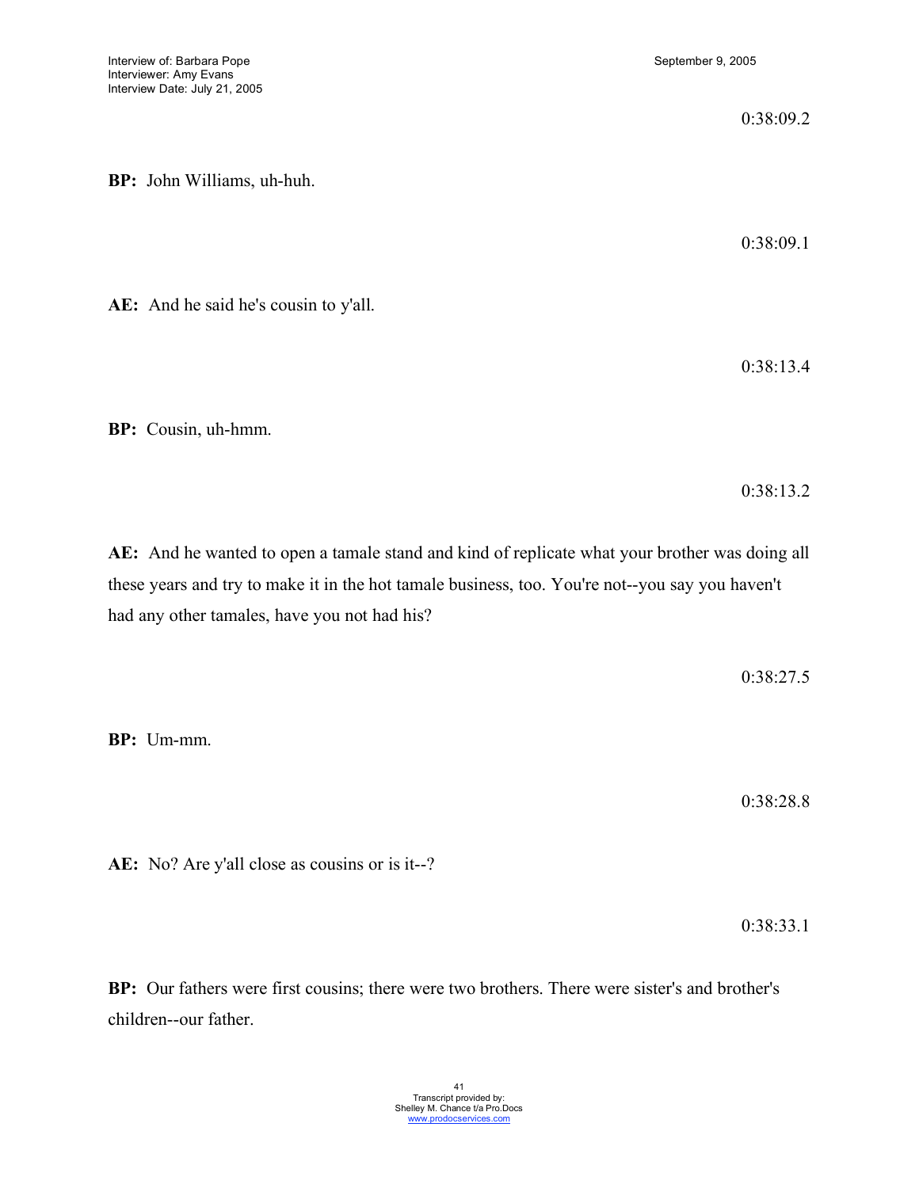0:38:09.2

**BP:** John Williams, uh-huh.

0:38:09.1

**AE:** And he said he's cousin to y'all.

0:38:13.4

**BP:** Cousin, uh-hmm.

0:38:13.2

**AE:** And he wanted to open a tamale stand and kind of replicate what your brother was doing all these years and try to make it in the hot tamale business, too. You're not--you say you haven't had any other tamales, have you not had his?

0:38:27.5

**BP:** Um-mm.

0:38:28.8

**AE:** No? Are y'all close as cousins or is it--?

0:38:33.1

**BP:** Our fathers were first cousins; there were two brothers. There were sister's and brother's children--our father.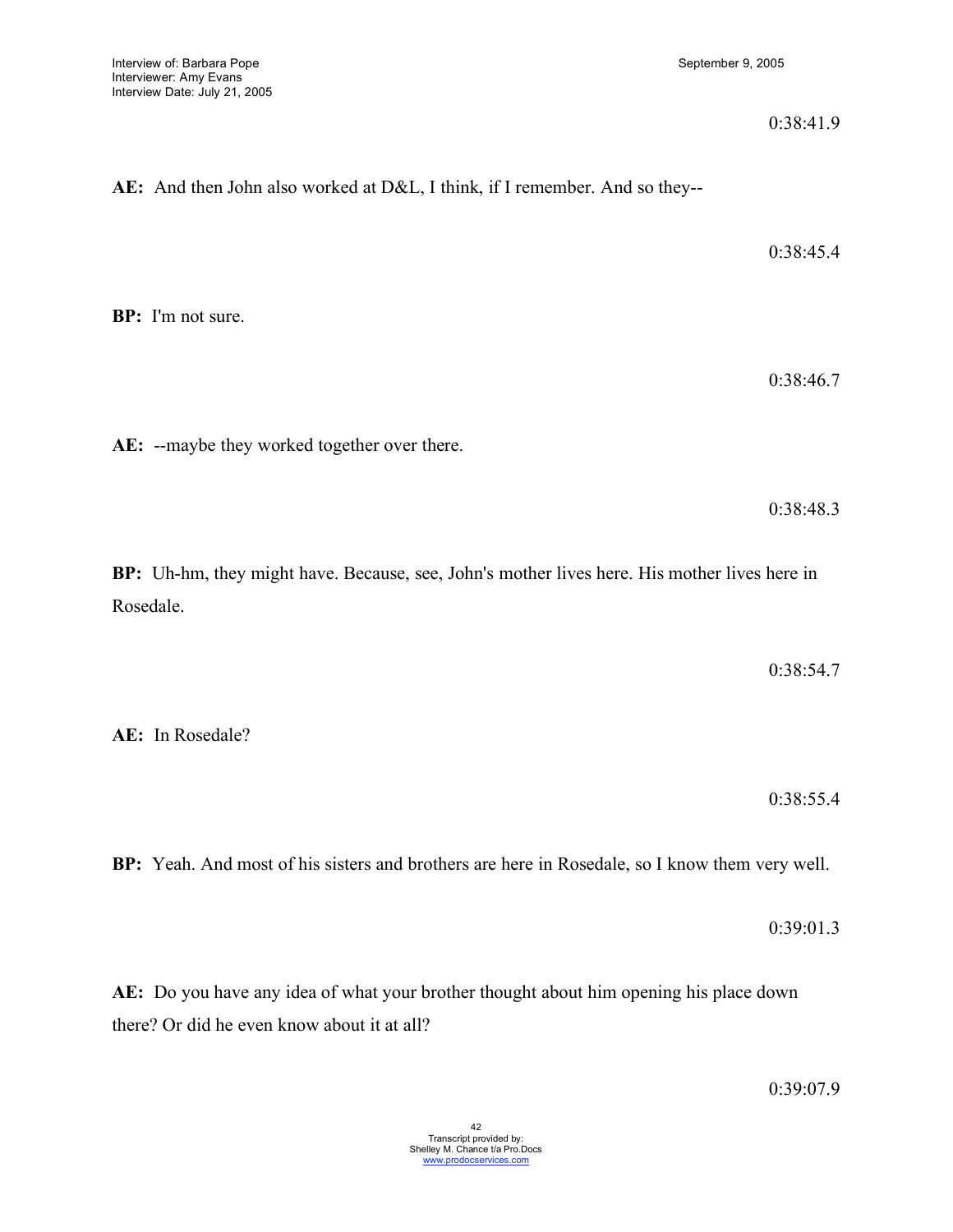0:38:41.9

**AE:** And then John also worked at D&L, I think, if I remember. And so they--

0:38:45.4

**BP:** I'm not sure.

0:38:46.7

**AE:** --maybe they worked together over there.

0:38:48.3

**BP:** Uh-hm, they might have. Because, see, John's mother lives here. His mother lives here in Rosedale.

0:38:54.7

**AE:** In Rosedale?

0:38:55.4

**BP:** Yeah. And most of his sisters and brothers are here in Rosedale, so I know them very well.

0:39:01.3

**AE:** Do you have any idea of what your brother thought about him opening his place down there? Or did he even know about it at all?

0:39:07.9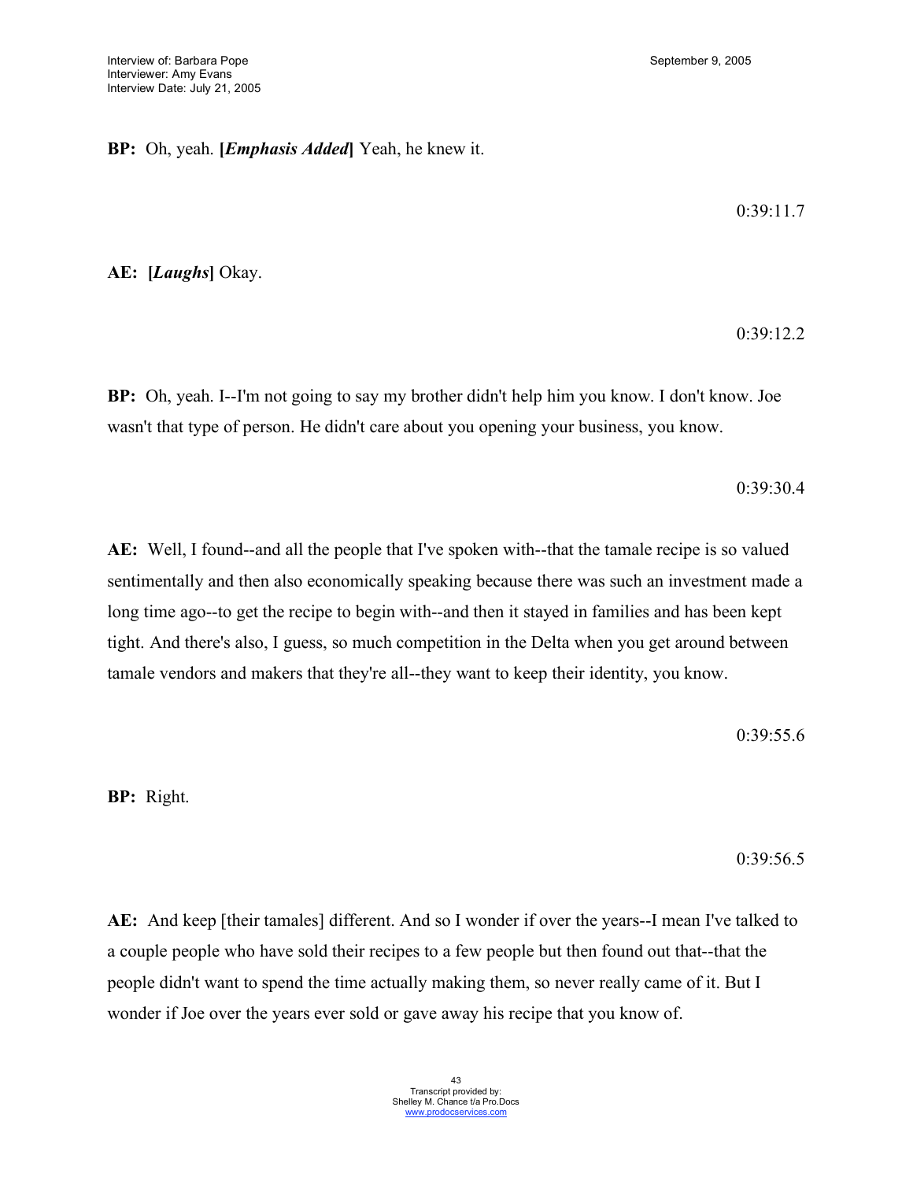**BP:** Oh, yeah. **[*Emphasis Added*]** Yeah, he knew it.

0:39:11.7

**AE:** **[*Laughs*]** Okay.

0:39:12.2

**BP:** Oh, yeah. I--I'm not going to say my brother didn't help him you know. I don't know. Joe wasn't that type of person. He didn't care about you opening your business, you know.

0:39:30.4

**AE:** Well, I found--and all the people that I've spoken with--that the tamale recipe is so valued sentimentally and then also economically speaking because there was such an investment made a long time ago--to get the recipe to begin with--and then it stayed in families and has been kept tight. And there's also, I guess, so much competition in the Delta when you get around between tamale vendors and makers that they're all--they want to keep their identity, you know.

0:39:55.6

**BP:** Right.

0:39:56.5

**AE:** And keep [their tamales] different. And so I wonder if over the years--I mean I've talked to a couple people who have sold their recipes to a few people but then found out that--that the people didn't want to spend the time actually making them, so never really came of it. But I wonder if Joe over the years ever sold or gave away his recipe that you know of.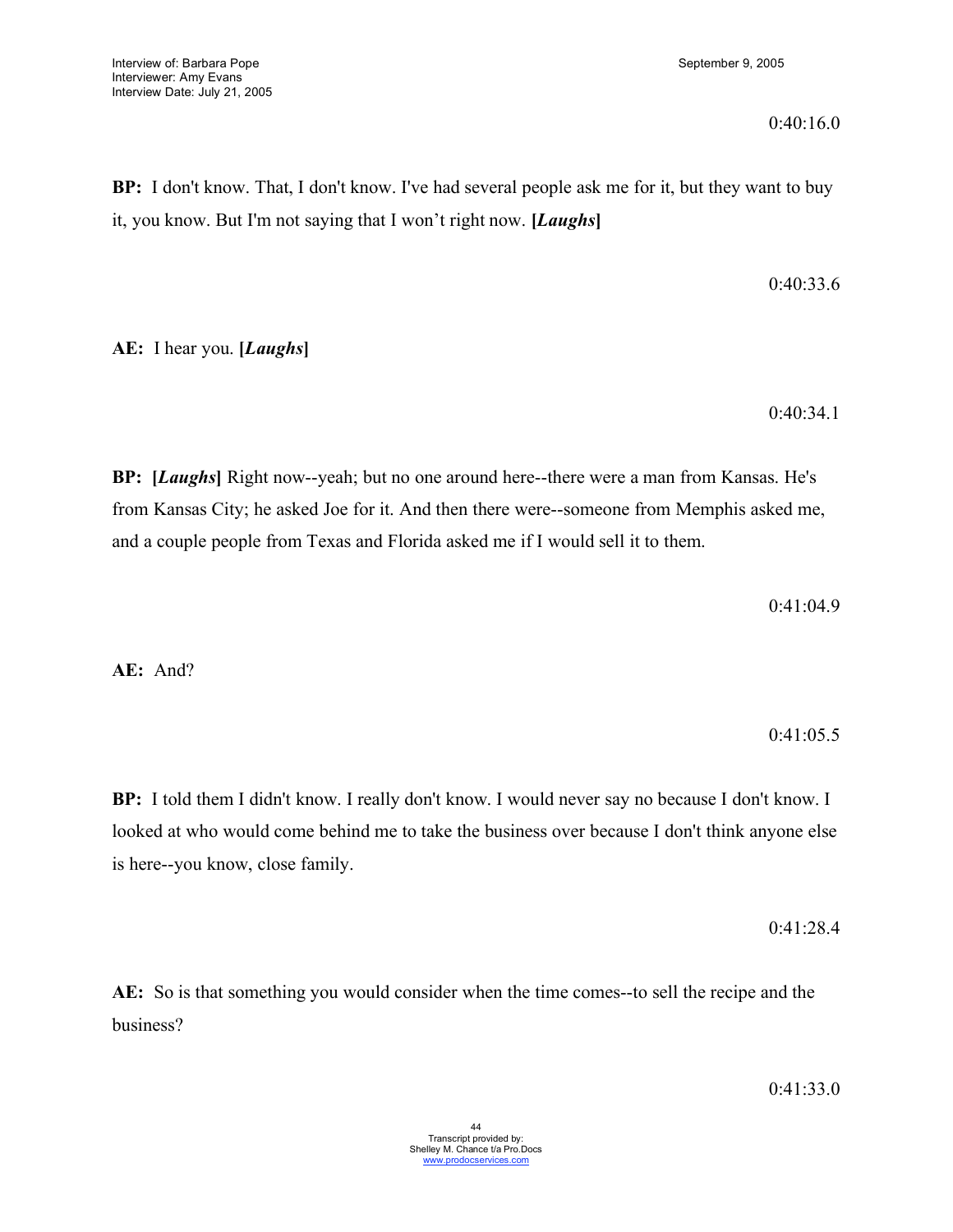0:40:16.0

**BP:** I don't know. That, I don't know. I've had several people ask me for it, but they want to buy it, you know. But I'm not saying that I won't right now. **[*Laughs*]**

0:40:33.6

**AE:** I hear you. **[*Laughs*]**

0:40:34.1

**BP:** **[*Laughs*]** Right now--yeah; but no one around here--there were a man from Kansas. He's from Kansas City; he asked Joe for it. And then there were--someone from Memphis asked me, and a couple people from Texas and Florida asked me if I would sell it to them.

0:41:04.9

**AE:** And?

0:41:05.5

**BP:** I told them I didn't know. I really don't know. I would never say no because I don't know. I looked at who would come behind me to take the business over because I don't think anyone else is here--you know, close family.

0:41:28.4

**AE:** So is that something you would consider when the time comes--to sell the recipe and the business?

0:41:33.0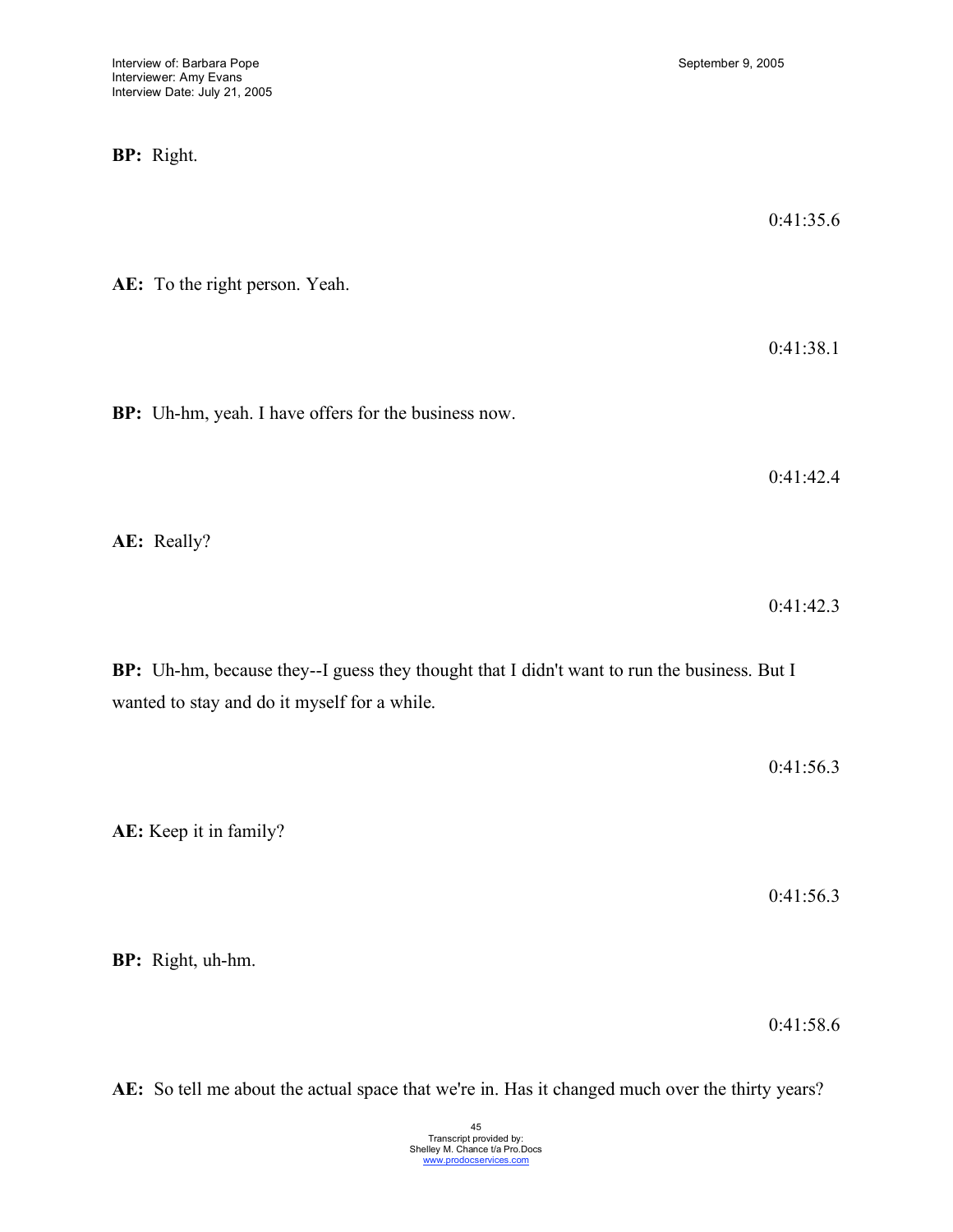**BP:** Right.

0:41:35.6

**AE:** To the right person. Yeah.

0:41:38.1

**BP:** Uh-hm, yeah. I have offers for the business now.

0:41:42.4

**AE:** Really?

0:41:42.3

**BP:** Uh-hm, because they--I guess they thought that I didn't want to run the business. But I wanted to stay and do it myself for a while.

0:41:56.3

**AE:** Keep it in family?

0:41:56.3

**BP:** Right, uh-hm.

0:41:58.6

**AE:** So tell me about the actual space that we're in. Has it changed much over the thirty years?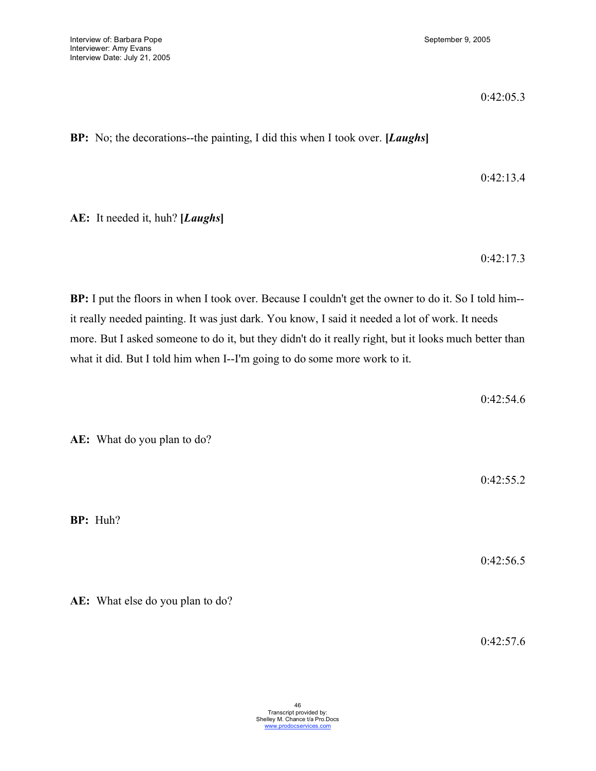0:42:05.3

**BP:** No; the decorations--the painting, I did this when I took over. **[*Laughs*]**

0:42:13.4

**AE:** It needed it, huh? **[*Laughs*]**

0:42:17.3

**BP:** I put the floors in when I took over. Because I couldn't get the owner to do it. So I told him--it really needed painting. It was just dark. You know, I said it needed a lot of work. It needs more. But I asked someone to do it, but they didn't do it really right, but it looks much better than what it did. But I told him when I--I'm going to do some more work to it.

0:42:54.6

**AE:** What do you plan to do?

0:42:55.2

**BP:** Huh?

0:42:56.5

**AE:** What else do you plan to do?

0:42:57.6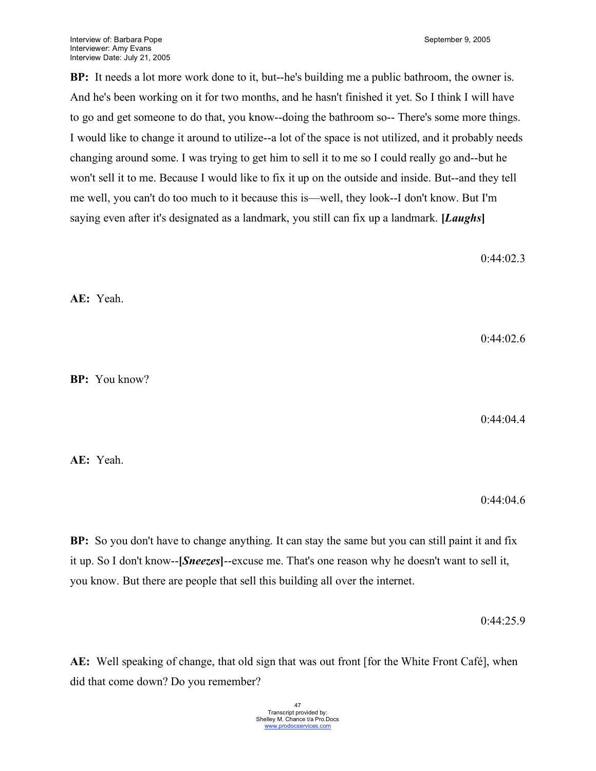**BP:** It needs a lot more work done to it, but--he's building me a public bathroom, the owner is. And he's been working on it for two months, and he hasn't finished it yet. So I think I will have to go and get someone to do that, you know--doing the bathroom so-- There's some more things. I would like to change it around to utilize--a lot of the space is not utilized, and it probably needs changing around some. I was trying to get him to sell it to me so I could really go and--but he won't sell it to me. Because I would like to fix it up on the outside and inside. But--and they tell me well, you can't do too much to it because this is—well, they look--I don't know. But I'm saying even after it's designated as a landmark, you still can fix up a landmark. **[*Laughs*]**

0:44:02.3

**AE:** Yeah.

0:44:02.6

**BP:** You know?

0:44:04.4

**AE:** Yeah.

0:44:04.6

**BP:** So you don't have to change anything. It can stay the same but you can still paint it and fix it up. So I don't know--**[*Sneezes*]**--excuse me. That's one reason why he doesn't want to sell it, you know. But there are people that sell this building all over the internet.

0:44:25.9

**AE:** Well speaking of change, that old sign that was out front [for the White Front Café], when did that come down? Do you remember?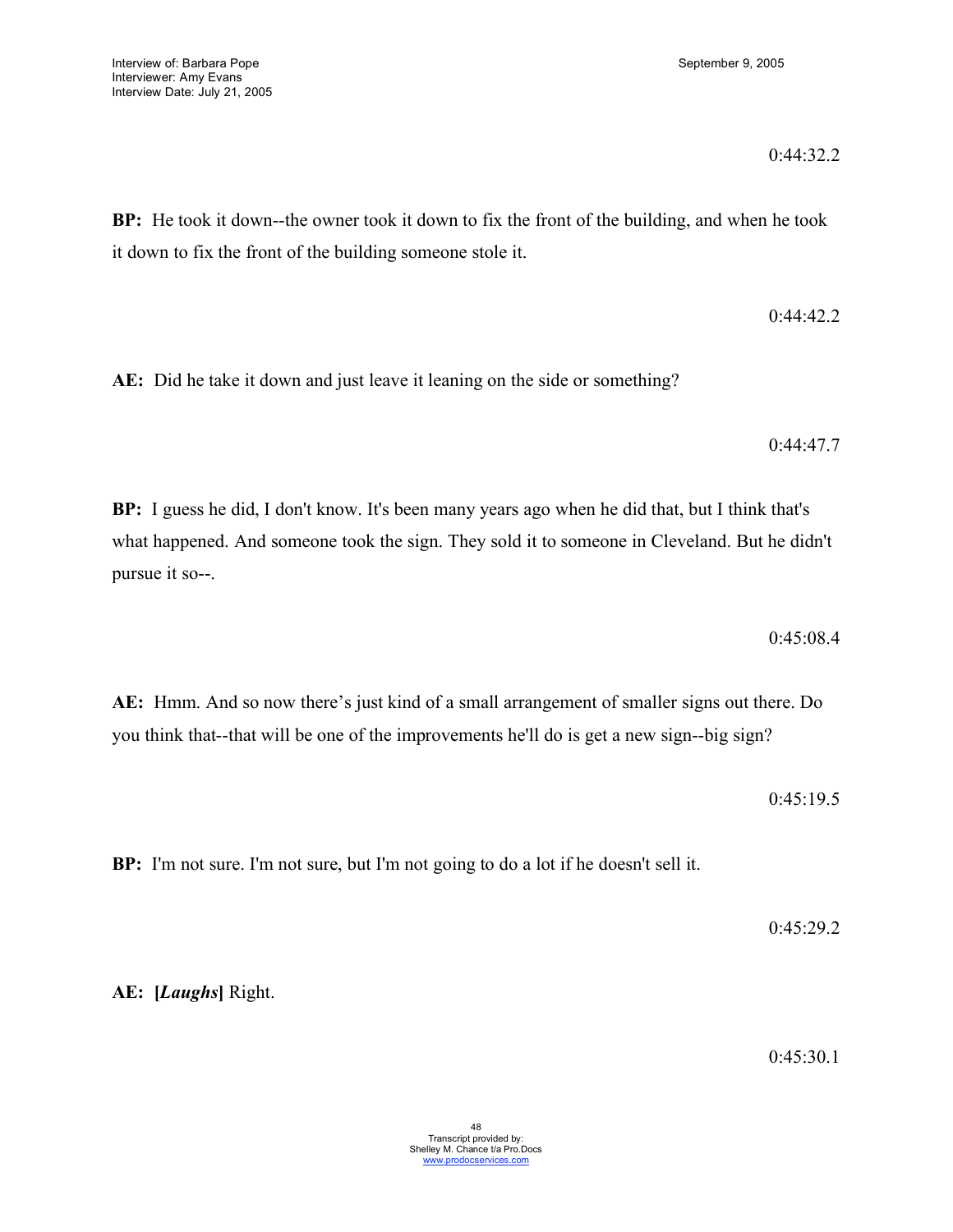0:44:32.2

**BP:** He took it down--the owner took it down to fix the front of the building, and when he took it down to fix the front of the building someone stole it.

0:44:42.2

**AE:** Did he take it down and just leave it leaning on the side or something?

0:44:47.7

**BP:** I guess he did, I don't know. It's been many years ago when he did that, but I think that's what happened. And someone took the sign. They sold it to someone in Cleveland. But he didn't pursue it so--.

0:45:08.4

**AE:** Hmm. And so now there's just kind of a small arrangement of smaller signs out there. Do you think that--that will be one of the improvements he'll do is get a new sign--big sign?

0:45:19.5

**BP:** I'm not sure. I'm not sure, but I'm not going to do a lot if he doesn't sell it.

0:45:29.2

**AE:** **[*Laughs*]** Right.

0:45:30.1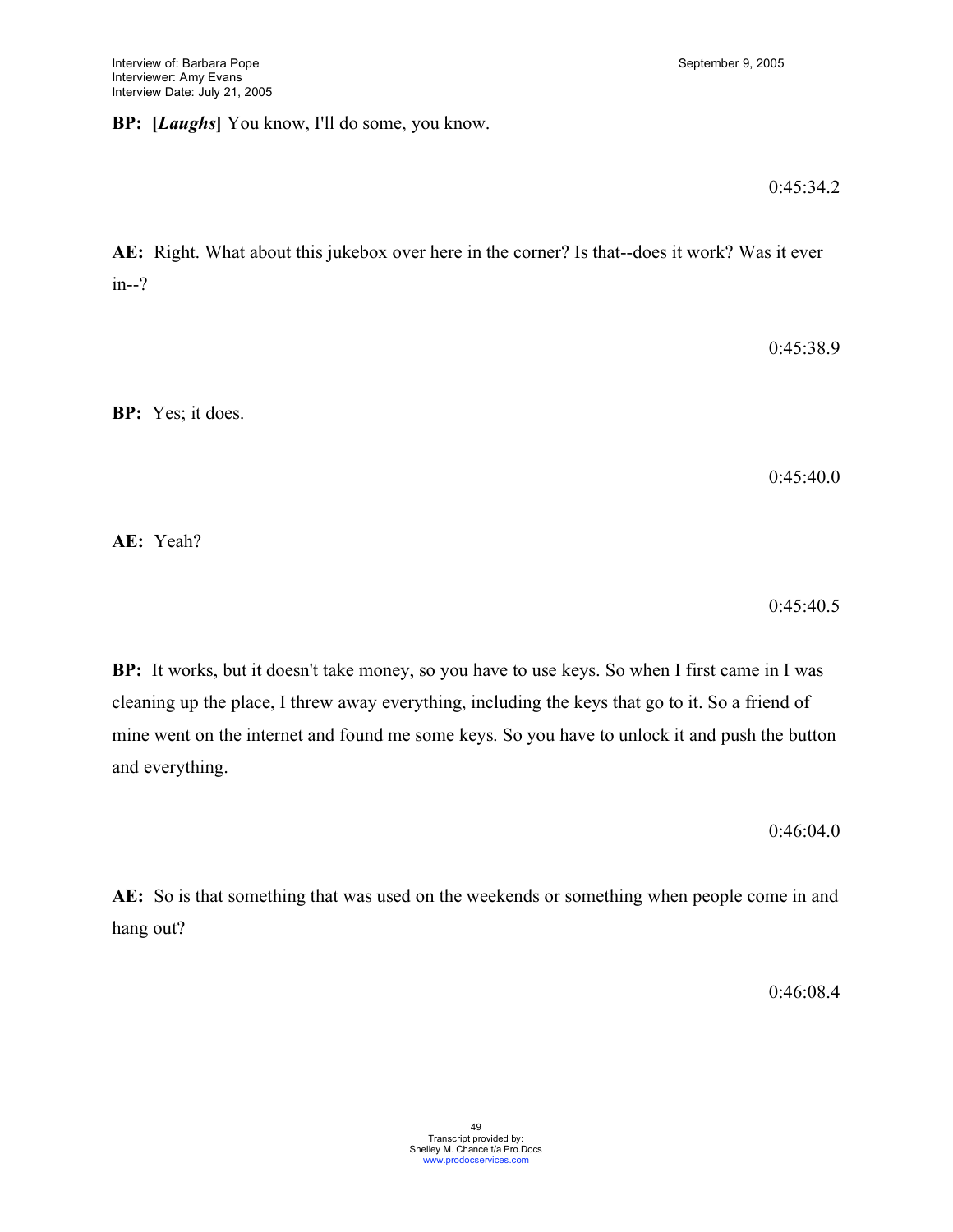**BP: [*Laughs*]** You know, I'll do some, you know.

0:45:34.2

**AE:** Right. What about this jukebox over here in the corner? Is that--does it work? Was it ever in--?

0:45:38.9

**BP:** Yes; it does.

0:45:40.0

**AE:** Yeah?

0:45:40.5

**BP:** It works, but it doesn't take money, so you have to use keys. So when I first came in I was cleaning up the place, I threw away everything, including the keys that go to it. So a friend of mine went on the internet and found me some keys. So you have to unlock it and push the button and everything.

0:46:04.0

**AE:** So is that something that was used on the weekends or something when people come in and hang out?

0:46:08.4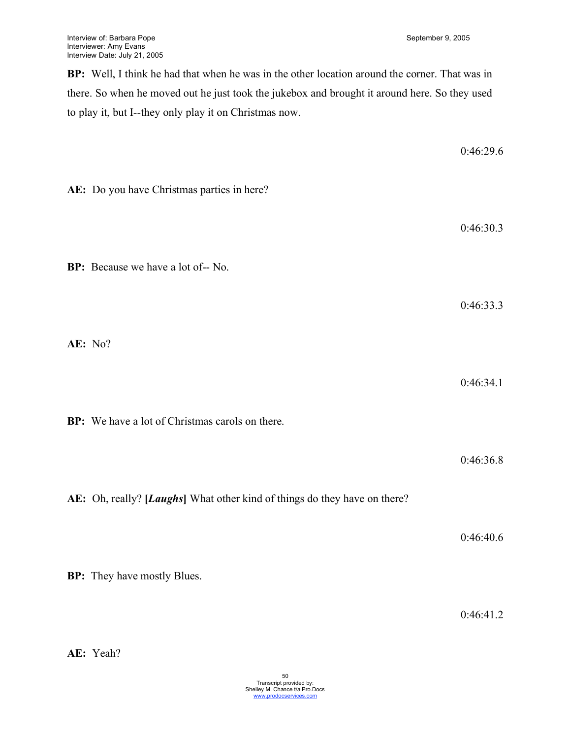**BP:** Well, I think he had that when he was in the other location around the corner. That was in there. So when he moved out he just took the jukebox and brought it around here. So they used to play it, but I--they only play it on Christmas now.

0:46:29.6

**AE:** Do you have Christmas parties in here?

0:46:30.3

**BP:** Because we have a lot of-- No.

0:46:33.3

**AE:** No?

0:46:34.1

**BP:** We have a lot of Christmas carols on there.

0:46:36.8

**AE:** Oh, really? **[*Laughs*]** What other kind of things do they have on there?

0:46:40.6

**BP:** They have mostly Blues.

0:46:41.2

**AE:** Yeah?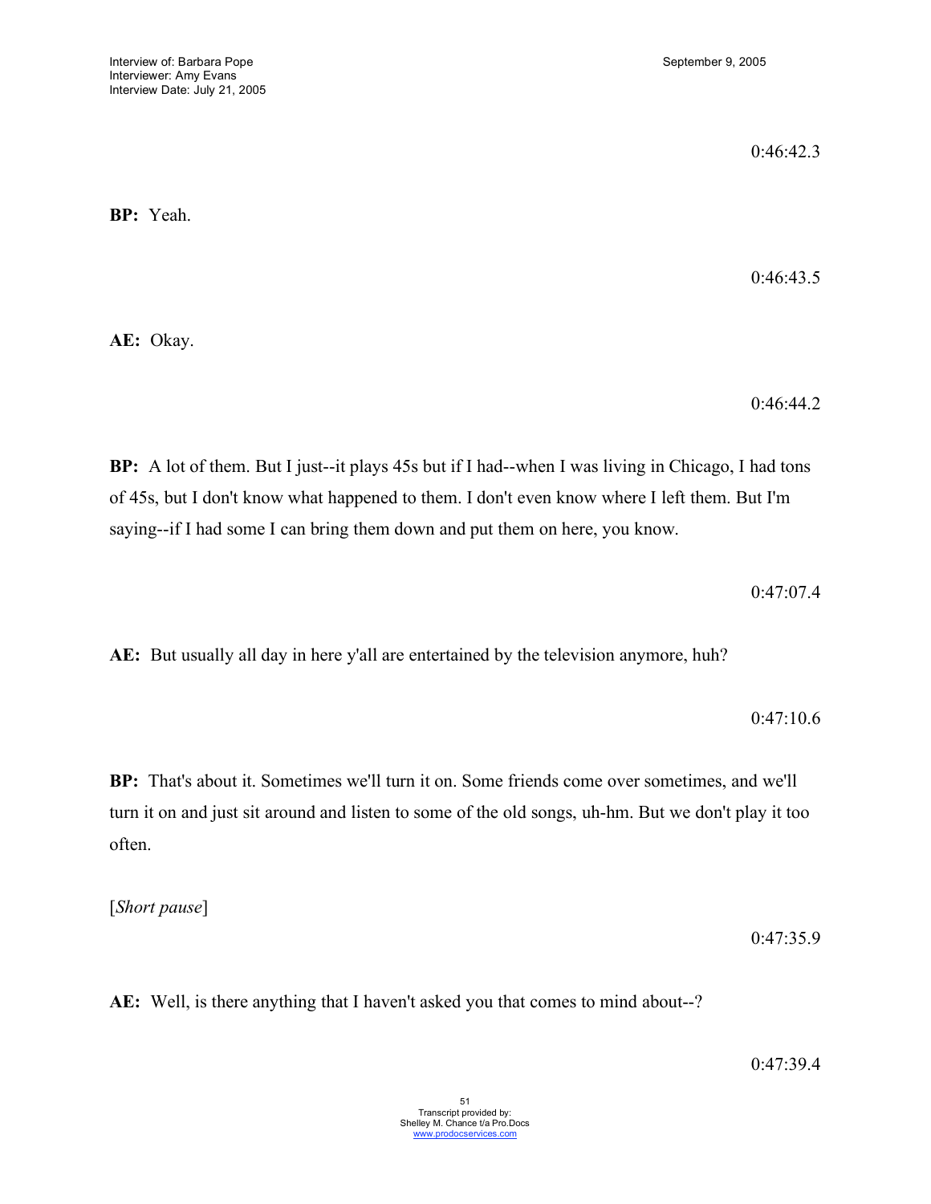0:46:42.3

**BP:** Yeah.

0:46:43.5

**AE:** Okay.

0:46:44.2

**BP:** A lot of them. But I just--it plays 45s but if I had--when I was living in Chicago, I had tons of 45s, but I don't know what happened to them. I don't even know where I left them. But I'm saying--if I had some I can bring them down and put them on here, you know.

0:47:07.4

**AE:** But usually all day in here y'all are entertained by the television anymore, huh?

0:47:10.6

**BP:** That's about it. Sometimes we'll turn it on. Some friends come over sometimes, and we'll turn it on and just sit around and listen to some of the old songs, uh-hm. But we don't play it too often.

[*Short pause*]

0:47:35.9

**AE:** Well, is there anything that I haven't asked you that comes to mind about--?

0:47:39.4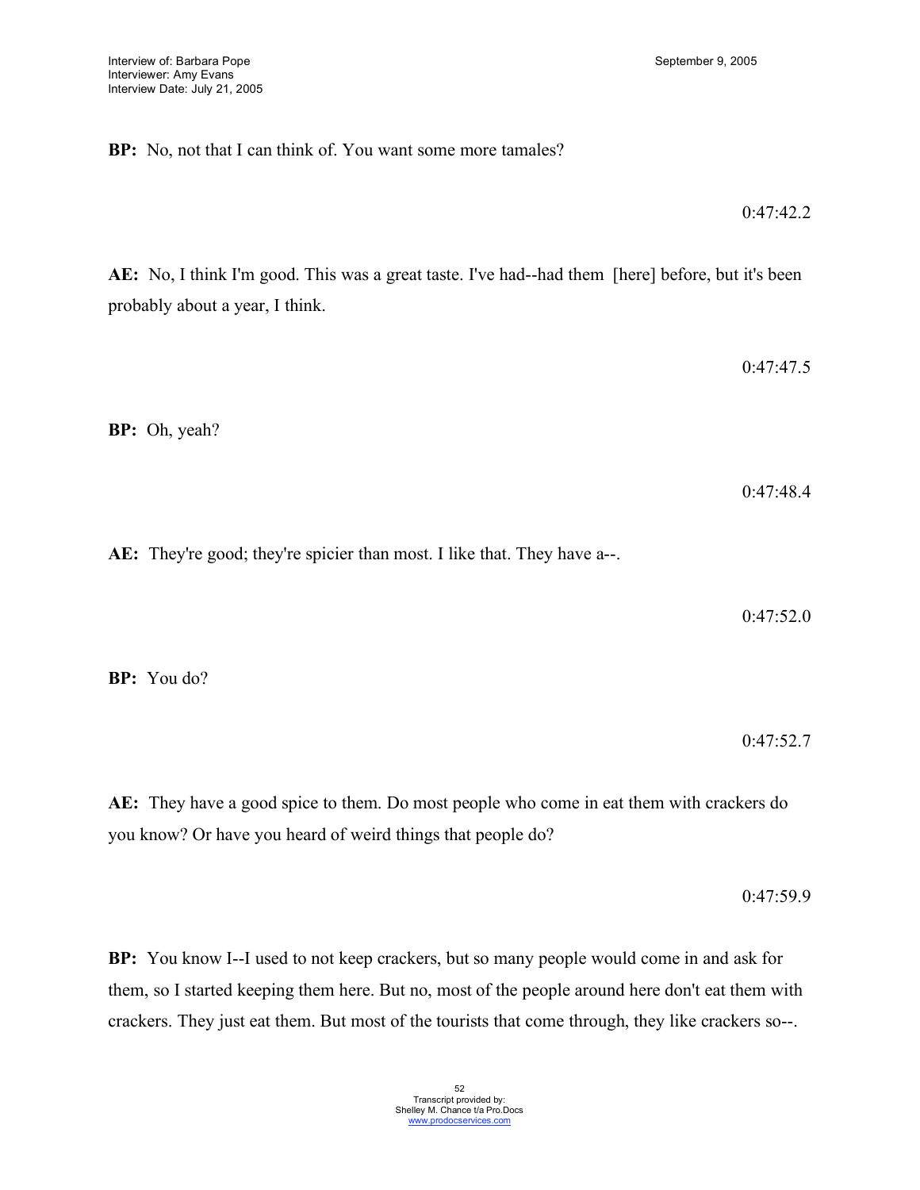**BP:** No, not that I can think of. You want some more tamales?

0:47:42.2

**AE:** No, I think I'm good. This was a great taste. I've had--had them [here] before, but it's been probably about a year, I think.

0:47:47.5

**BP:** Oh, yeah?

0:47:48.4

**AE:** They're good; they're spicier than most. I like that. They have a--.

0:47:52.0

**BP:** You do?

0:47:52.7

**AE:** They have a good spice to them. Do most people who come in eat them with crackers do you know? Or have you heard of weird things that people do?

0:47:59.9

**BP:** You know I--I used to not keep crackers, but so many people would come in and ask for them, so I started keeping them here. But no, most of the people around here don't eat them with crackers. They just eat them. But most of the tourists that come through, they like crackers so--.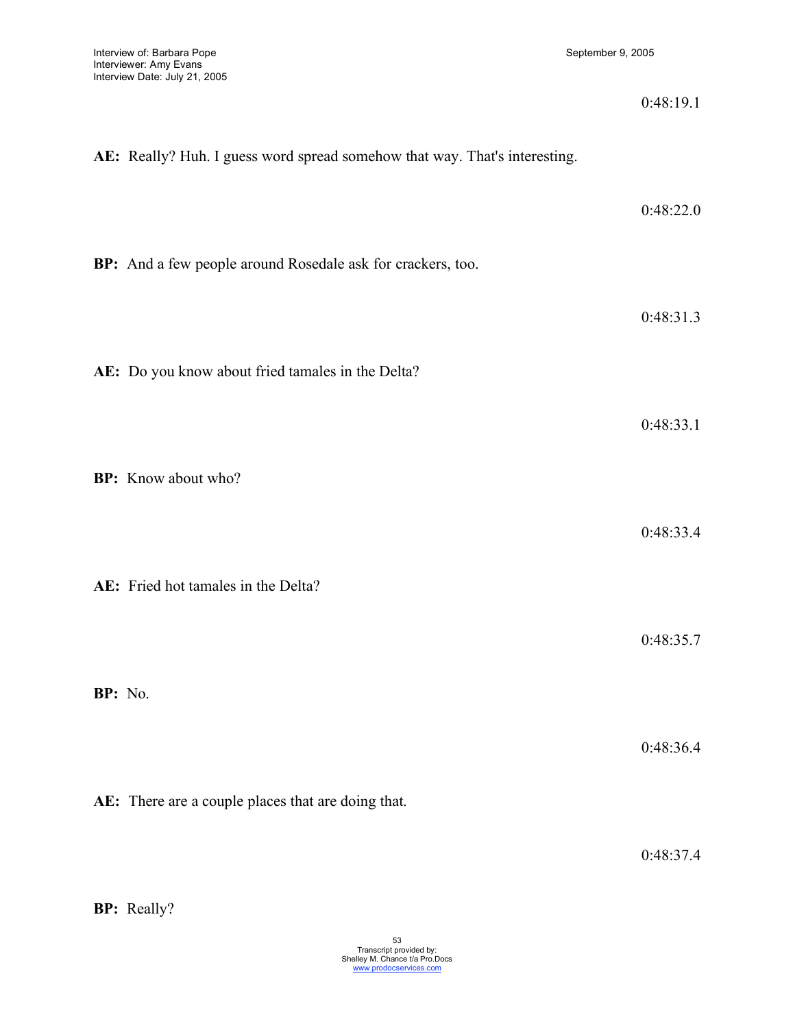0:48:19.1

**AE:** Really? Huh. I guess word spread somehow that way. That's interesting.

0:48:22.0

**BP:** And a few people around Rosedale ask for crackers, too.

0:48:31.3

**AE:** Do you know about fried tamales in the Delta?

0:48:33.1

**BP:** Know about who?

0:48:33.4

**AE:** Fried hot tamales in the Delta?

0:48:35.7

**BP:** No.

0:48:36.4

**AE:** There are a couple places that are doing that.

0:48:37.4

**BP:** Really?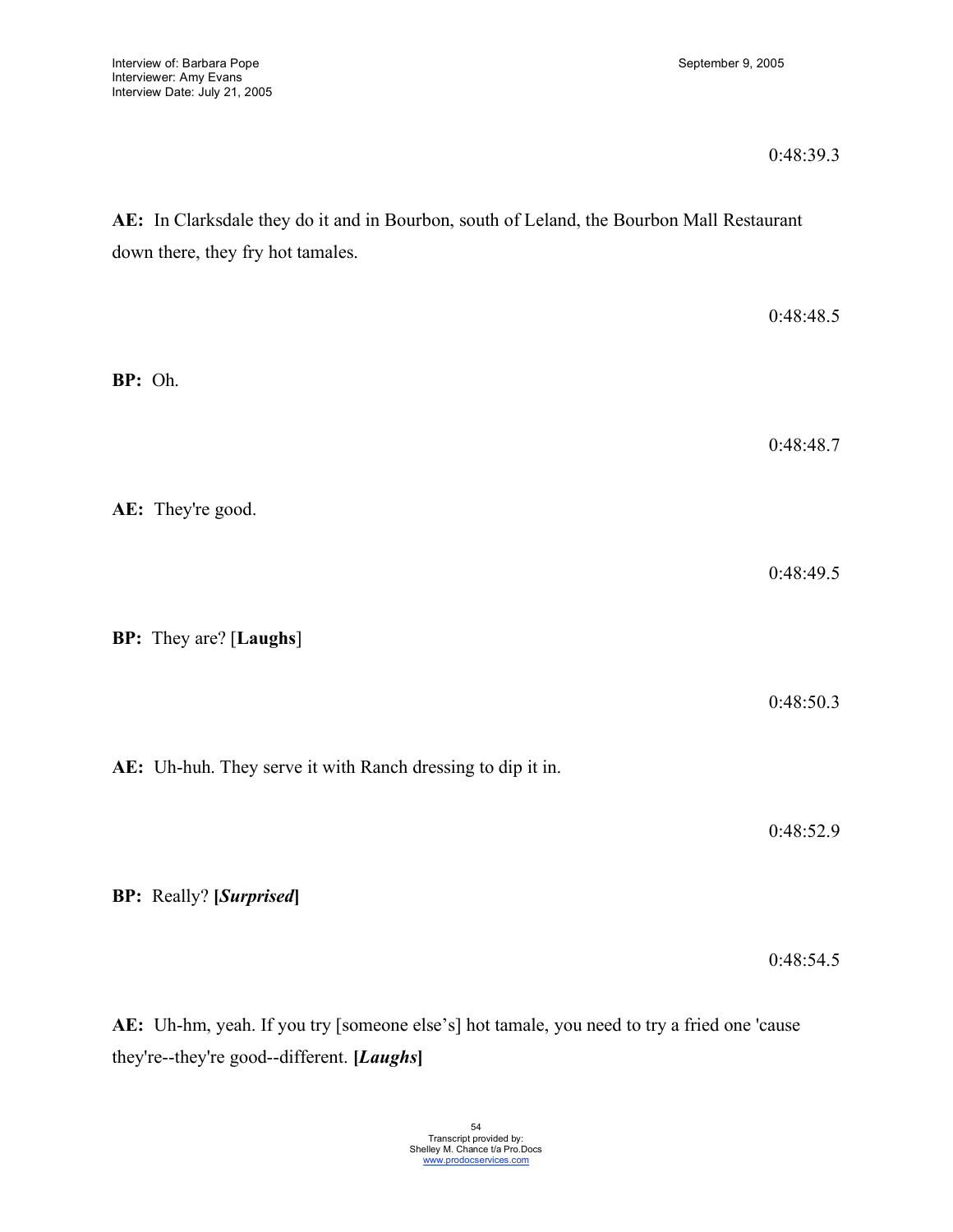0:48:39.3

**AE:** In Clarksdale they do it and in Bourbon, south of Leland, the Bourbon Mall Restaurant down there, they fry hot tamales.

0:48:48.5

**BP:** Oh.

0:48:48.7

**AE:** They're good.

0:48:49.5

**BP:** They are? [**Laughs**]

0:48:50.3

**AE:** Uh-huh. They serve it with Ranch dressing to dip it in.

0:48:52.9

**BP:** Really? **[*Surprised*]**

0:48:54.5

**AE:** Uh-hm, yeah. If you try [someone else's] hot tamale, you need to try a fried one 'cause they're--they're good--different. **[*Laughs*]**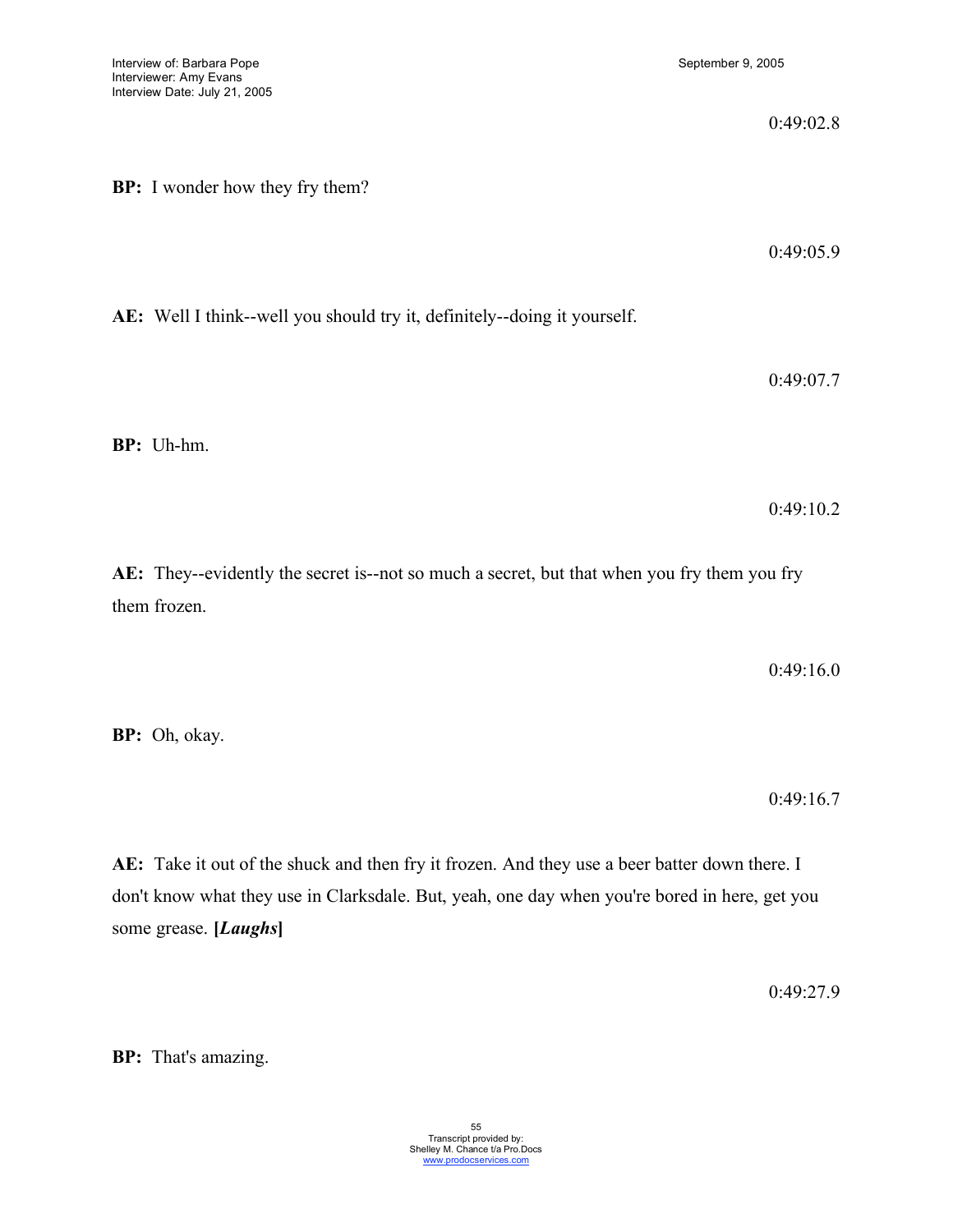0:49:02.8

**BP:** I wonder how they fry them?

0:49:05.9

**AE:** Well I think--well you should try it, definitely--doing it yourself.

0:49:07.7

**BP:** Uh-hm.

0:49:10.2

**AE:** They--evidently the secret is--not so much a secret, but that when you fry them you fry them frozen.

0:49:16.0

**BP:** Oh, okay.

0:49:16.7

**AE:** Take it out of the shuck and then fry it frozen. And they use a beer batter down there. I don't know what they use in Clarksdale. But, yeah, one day when you're bored in here, get you some grease. **[*Laughs*]**

0:49:27.9

**BP:** That's amazing.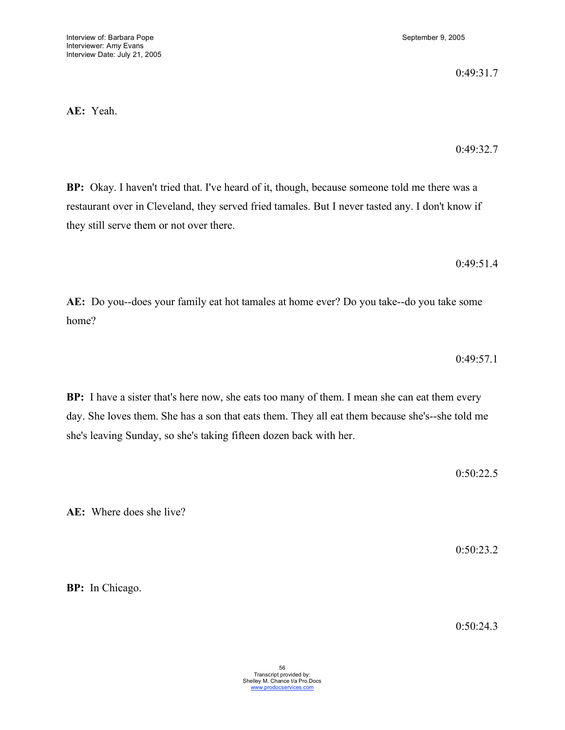0:49:31.7

**AE:** Yeah.

0:49:32.7

**BP:** Okay. I haven't tried that. I've heard of it, though, because someone told me there was a restaurant over in Cleveland, they served fried tamales. But I never tasted any. I don't know if they still serve them or not over there.

0:49:51.4

**AE:** Do you--does your family eat hot tamales at home ever? Do you take--do you take some home?

0:49:57.1

**BP:** I have a sister that's here now, she eats too many of them. I mean she can eat them every day. She loves them. She has a son that eats them. They all eat them because she's--she told me she's leaving Sunday, so she's taking fifteen dozen back with her.

0:50:22.5

**AE:** Where does she live?

0:50:23.2

**BP:** In Chicago.

0:50:24.3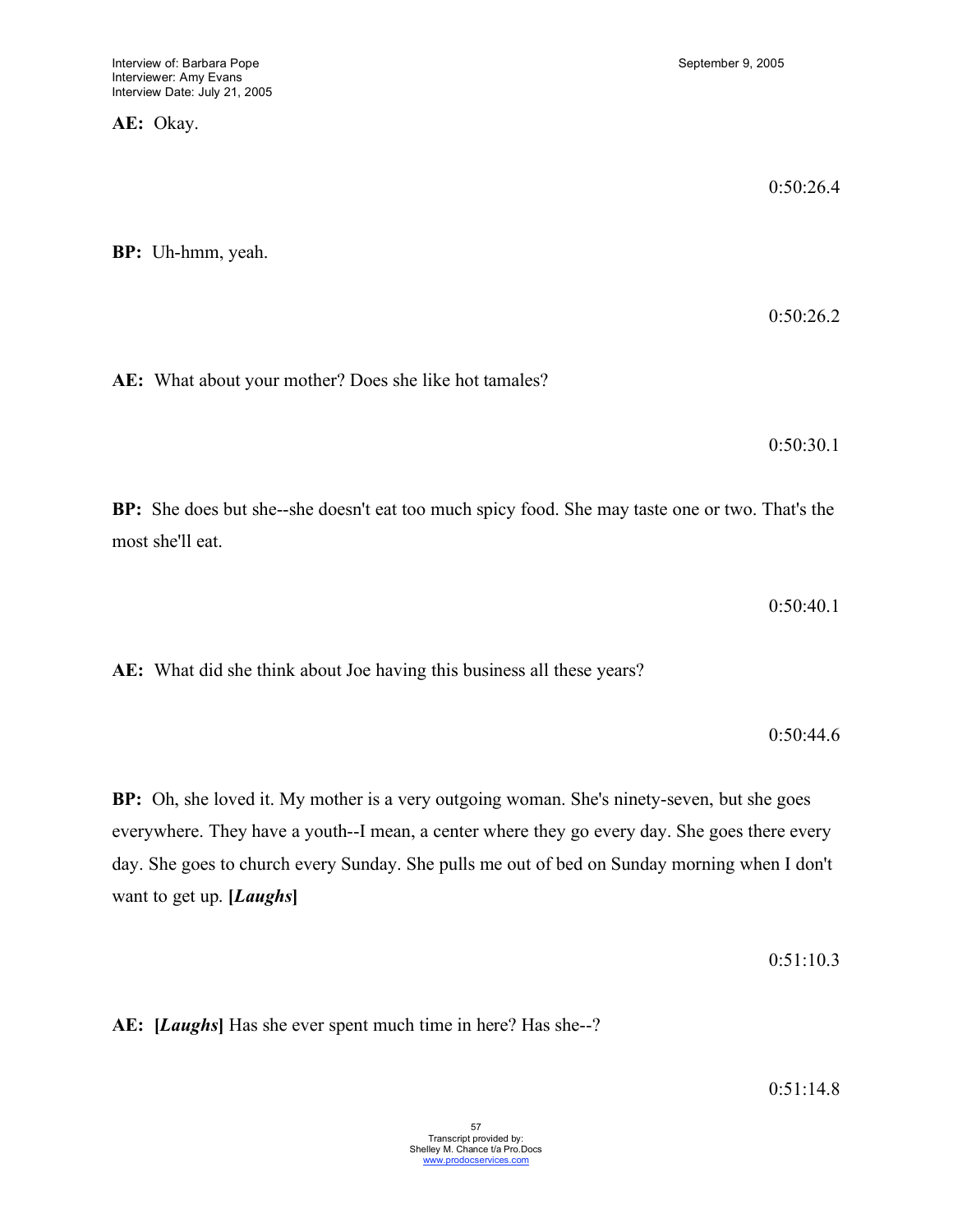**AE:** Okay.

0:50:26.4

**BP:** Uh-hmm, yeah.

0:50:26.2

**AE:** What about your mother? Does she like hot tamales?

0:50:30.1

**BP:** She does but she--she doesn't eat too much spicy food. She may taste one or two. That's the most she'll eat.

0:50:40.1

**AE:** What did she think about Joe having this business all these years?

0:50:44.6

**BP:** Oh, she loved it. My mother is a very outgoing woman. She's ninety-seven, but she goes everywhere. They have a youth--I mean, a center where they go every day. She goes there every day. She goes to church every Sunday. She pulls me out of bed on Sunday morning when I don't want to get up. **[*Laughs*]**

0:51:10.3

**AE:** **[*Laughs*]** Has she ever spent much time in here? Has she--?

0:51:14.8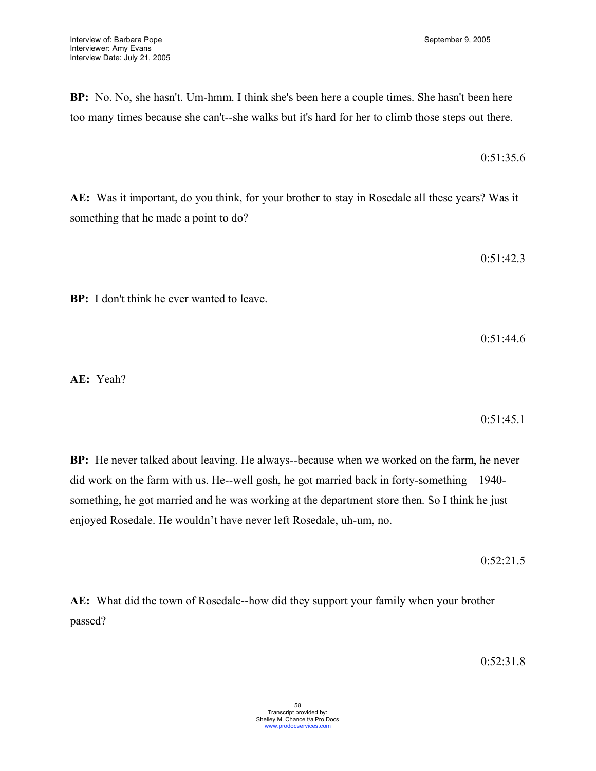**BP:** No. No, she hasn't. Um-hmm. I think she's been here a couple times. She hasn't been here too many times because she can't--she walks but it's hard for her to climb those steps out there.

0:51:35.6

**AE:** Was it important, do you think, for your brother to stay in Rosedale all these years? Was it something that he made a point to do?

0:51:42.3

**BP:** I don't think he ever wanted to leave.

0:51:44.6

**AE:** Yeah?

0:51:45.1

**BP:** He never talked about leaving. He always--because when we worked on the farm, he never did work on the farm with us. He--well gosh, he got married back in forty-something—1940-something, he got married and he was working at the department store then. So I think he just enjoyed Rosedale. He wouldn't have never left Rosedale, uh-um, no.

0:52:21.5

**AE:** What did the town of Rosedale--how did they support your family when your brother passed?

0:52:31.8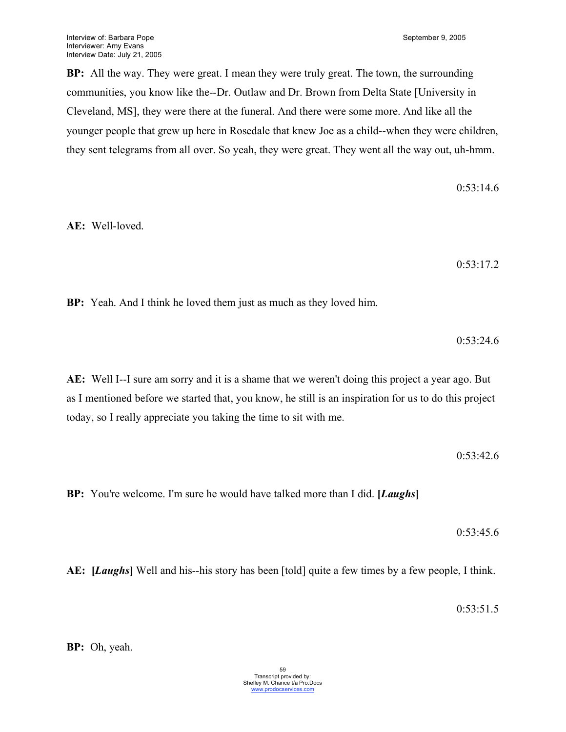**BP:** All the way. They were great. I mean they were truly great. The town, the surrounding communities, you know like the--Dr. Outlaw and Dr. Brown from Delta State [University in Cleveland, MS], they were there at the funeral. And there were some more. And like all the younger people that grew up here in Rosedale that knew Joe as a child--when they were children, they sent telegrams from all over. So yeah, they were great. They went all the way out, uh-hmm.

0:53:14.6

**AE:** Well-loved.

0:53:17.2

**BP:** Yeah. And I think he loved them just as much as they loved him.

0:53:24.6

**AE:** Well I--I sure am sorry and it is a shame that we weren't doing this project a year ago. But as I mentioned before we started that, you know, he still is an inspiration for us to do this project today, so I really appreciate you taking the time to sit with me.

0:53:42.6

**BP:** You're welcome. I'm sure he would have talked more than I did. **[*Laughs*]**

0:53:45.6

**AE:** **[*Laughs*]** Well and his--his story has been [told] quite a few times by a few people, I think.

0:53:51.5

**BP:** Oh, yeah.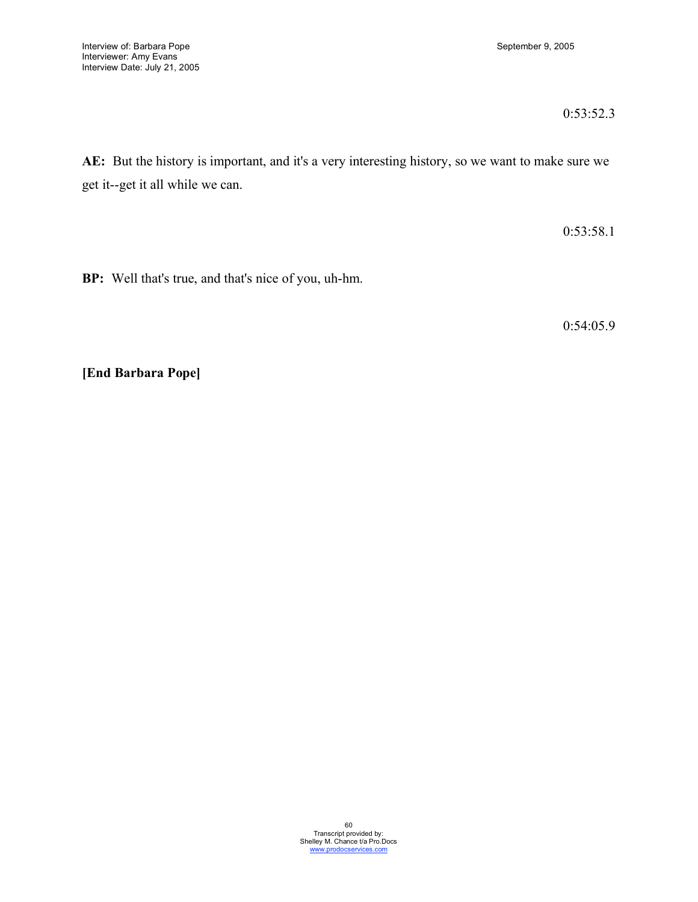0:53:52.3

**AE:** But the history is important, and it's a very interesting history, so we want to make sure we get it--get it all while we can.

0:53:58.1

**BP:** Well that's true, and that's nice of you, uh-hm.

0:54:05.9

**[End Barbara Pope]**